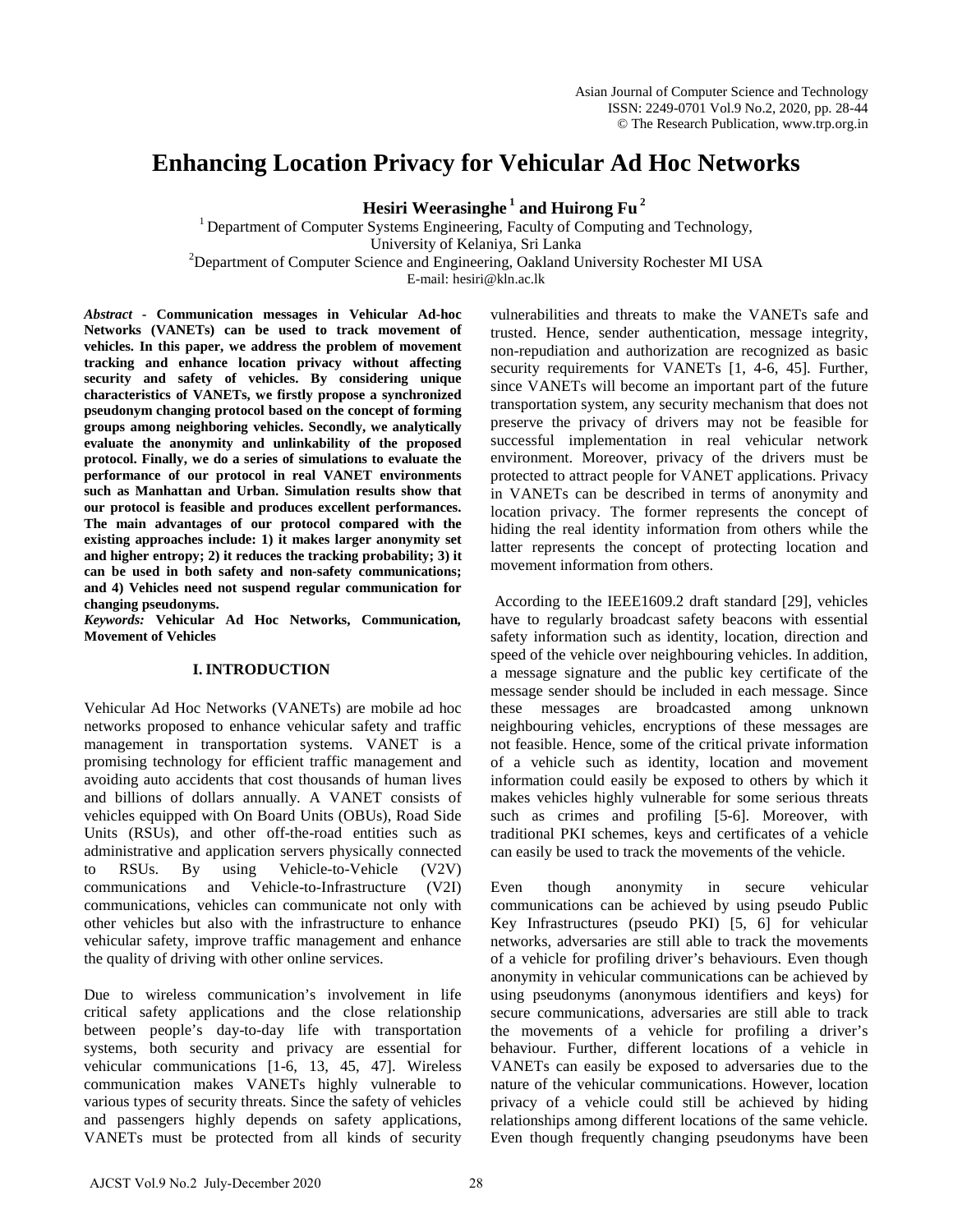# Enhancing Location Privacy for Vehicular Ad Hoc Networks

**Hesiri Weerasinghe [1] and Huirong Fu [2]**

[1] Department of Computer Systems Engineering, Faculty of Computing and Technology, University of Kelaniya, Sri Lanka

[2] Department of Computer Science and Engineering, Oakland University Rochester MI USA

E-mail: hesiri@kln.ac.lk

***Abstract*** **- Communication messages in Vehicular Ad-hoc Networks (VANETs) can be used to track movement of vehicles. In this paper, we address the problem of movement tracking and enhance location privacy without affecting security and safety of vehicles. By considering unique characteristics of VANETs, we firstly propose a synchronized pseudonym changing protocol based on the concept of forming groups among neighboring vehicles. Secondly, we analytically evaluate the anonymity and unlinkability of the proposed protocol. Finally, we do a series of simulations to evaluate the performance of our protocol in real VANET environments such as Manhattan and Urban. Simulation results show that our protocol is feasible and produces excellent performances. The main advantages of our protocol compared with the existing approaches include: 1) it makes larger anonymity set and higher entropy; 2) it reduces the tracking probability; 3) it can be used in both safety and non-safety communications; and 4) Vehicles need not suspend regular communication for changing pseudonyms.**

***Keywords:*** **Vehicular Ad Hoc Networks, Communication, Movement of Vehicles**

## I. INTRODUCTION

Vehicular Ad Hoc Networks (VANETs) are mobile ad hoc networks proposed to enhance vehicular safety and traffic management in transportation systems. VANET is a promising technology for efficient traffic management and avoiding auto accidents that cost thousands of human lives and billions of dollars annually. A VANET consists of vehicles equipped with On Board Units (OBUs), Road Side Units (RSUs), and other off-the-road entities such as administrative and application servers physically connected to RSUs. By using Vehicle-to-Vehicle (V2V) communications and Vehicle-to-Infrastructure (V2I) communications, vehicles can communicate not only with other vehicles but also with the infrastructure to enhance vehicular safety, improve traffic management and enhance the quality of driving with other online services.

Due to wireless communication's involvement in life critical safety applications and the close relationship between people's day-to-day life with transportation systems, both security and privacy are essential for vehicular communications [1-6, 13, 45, 47]. Wireless communication makes VANETs highly vulnerable to various types of security threats. Since the safety of vehicles and passengers highly depends on safety applications, VANETs must be protected from all kinds of security vulnerabilities and threats to make the VANETs safe and trusted. Hence, sender authentication, message integrity, non-repudiation and authorization are recognized as basic security requirements for VANETs [1, 4-6, 45]. Further, since VANETs will become an important part of the future transportation system, any security mechanism that does not preserve the privacy of drivers may not be feasible for successful implementation in real vehicular network environment. Moreover, privacy of the drivers must be protected to attract people for VANET applications. Privacy in VANETs can be described in terms of anonymity and location privacy. The former represents the concept of hiding the real identity information from others while the latter represents the concept of protecting location and movement information from others.

According to the IEEE1609.2 draft standard [29], vehicles have to regularly broadcast safety beacons with essential safety information such as identity, location, direction and speed of the vehicle over neighbouring vehicles. In addition, a message signature and the public key certificate of the message sender should be included in each message. Since these messages are broadcasted among unknown neighbouring vehicles, encryptions of these messages are not feasible. Hence, some of the critical private information of a vehicle such as identity, location and movement information could easily be exposed to others by which it makes vehicles highly vulnerable for some serious threats such as crimes and profiling [5-6]. Moreover, with traditional PKI schemes, keys and certificates of a vehicle can easily be used to track the movements of the vehicle.

Even though anonymity in secure vehicular communications can be achieved by using pseudo Public Key Infrastructures (pseudo PKI) [5, 6] for vehicular networks, adversaries are still able to track the movements of a vehicle for profiling driver's behaviours. Even though anonymity in vehicular communications can be achieved by using pseudonyms (anonymous identifiers and keys) for secure communications, adversaries are still able to track the movements of a vehicle for profiling a driver's behaviour. Further, different locations of a vehicle in VANETs can easily be exposed to adversaries due to the nature of the vehicular communications. However, location privacy of a vehicle could still be achieved by hiding relationships among different locations of the same vehicle. Even though frequently changing pseudonyms have been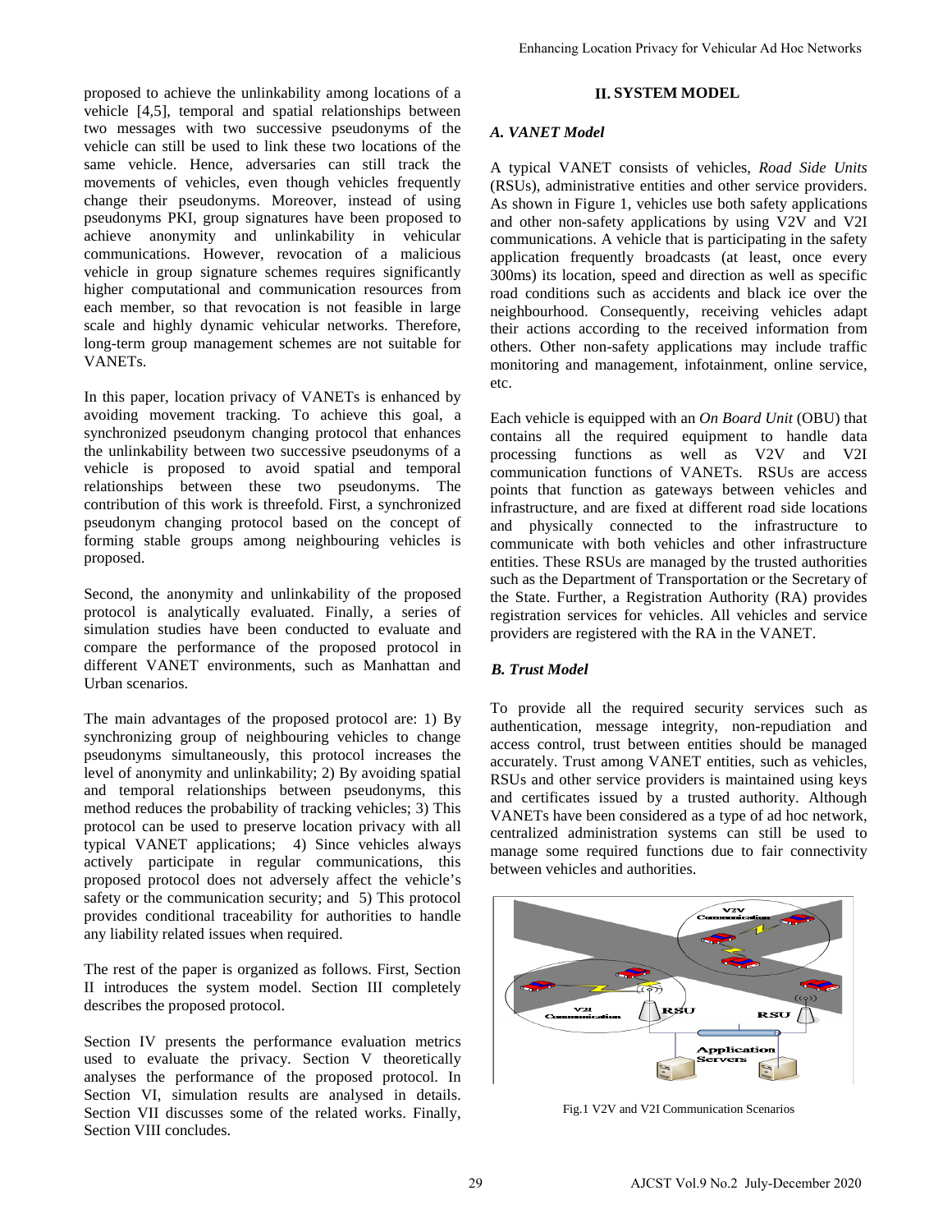proposed to achieve the unlinkability among locations of a vehicle [4,5], temporal and spatial relationships between two messages with two successive pseudonyms of the vehicle can still be used to link these two locations of the same vehicle. Hence, adversaries can still track the movements of vehicles, even though vehicles frequently change their pseudonyms. Moreover, instead of using pseudonyms PKI, group signatures have been proposed to achieve anonymity and unlinkability in vehicular communications. However, revocation of a malicious vehicle in group signature schemes requires significantly higher computational and communication resources from each member, so that revocation is not feasible in large scale and highly dynamic vehicular networks. Therefore, long-term group management schemes are not suitable for VANETs.

In this paper, location privacy of VANETs is enhanced by avoiding movement tracking. To achieve this goal, a synchronized pseudonym changing protocol that enhances the unlinkability between two successive pseudonyms of a vehicle is proposed to avoid spatial and temporal relationships between these two pseudonyms. The contribution of this work is threefold. First, a synchronized pseudonym changing protocol based on the concept of forming stable groups among neighbouring vehicles is proposed.

Second, the anonymity and unlinkability of the proposed protocol is analytically evaluated. Finally, a series of simulation studies have been conducted to evaluate and compare the performance of the proposed protocol in different VANET environments, such as Manhattan and Urban scenarios.

The main advantages of the proposed protocol are: 1) By synchronizing group of neighbouring vehicles to change pseudonyms simultaneously, this protocol increases the level of anonymity and unlinkability; 2) By avoiding spatial and temporal relationships between pseudonyms, this method reduces the probability of tracking vehicles; 3) This protocol can be used to preserve location privacy with all typical VANET applications; 4) Since vehicles always actively participate in regular communications, this proposed protocol does not adversely affect the vehicle's safety or the communication security; and 5) This protocol provides conditional traceability for authorities to handle any liability related issues when required.

The rest of the paper is organized as follows. First, Section II introduces the system model. Section III completely describes the proposed protocol.

Section IV presents the performance evaluation metrics used to evaluate the privacy. Section V theoretically analyses the performance of the proposed protocol. In Section VI, simulation results are analysed in details. Section VII discusses some of the related works. Finally, Section VIII concludes.

## II. SYSTEM MODEL

### *A. VANET Model*

A typical VANET consists of vehicles, *Road Side Units* (RSUs), administrative entities and other service providers. As shown in Figure 1, vehicles use both safety applications and other non-safety applications by using V2V and V2I communications. A vehicle that is participating in the safety application frequently broadcasts (at least, once every 300ms) its location, speed and direction as well as specific road conditions such as accidents and black ice over the neighbourhood. Consequently, receiving vehicles adapt their actions according to the received information from others. Other non-safety applications may include traffic monitoring and management, infotainment, online service, etc.

Each vehicle is equipped with an *On Board Unit* (OBU) that contains all the required equipment to handle data processing functions as well as V2V and V2I communication functions of VANETs. RSUs are access points that function as gateways between vehicles and infrastructure, and are fixed at different road side locations and physically connected to the infrastructure to communicate with both vehicles and other infrastructure entities. These RSUs are managed by the trusted authorities such as the Department of Transportation or the Secretary of the State. Further, a Registration Authority (RA) provides registration services for vehicles. All vehicles and service providers are registered with the RA in the VANET.

### *B. Trust Model*

To provide all the required security services such as authentication, message integrity, non-repudiation and access control, trust between entities should be managed accurately. Trust among VANET entities, such as vehicles, RSUs and other service providers is maintained using keys and certificates issued by a trusted authority. Although VANETs have been considered as a type of ad hoc network, centralized administration systems can still be used to manage some required functions due to fair connectivity between vehicles and authorities.

Fig.1 V2V and V2I Communication Scenarios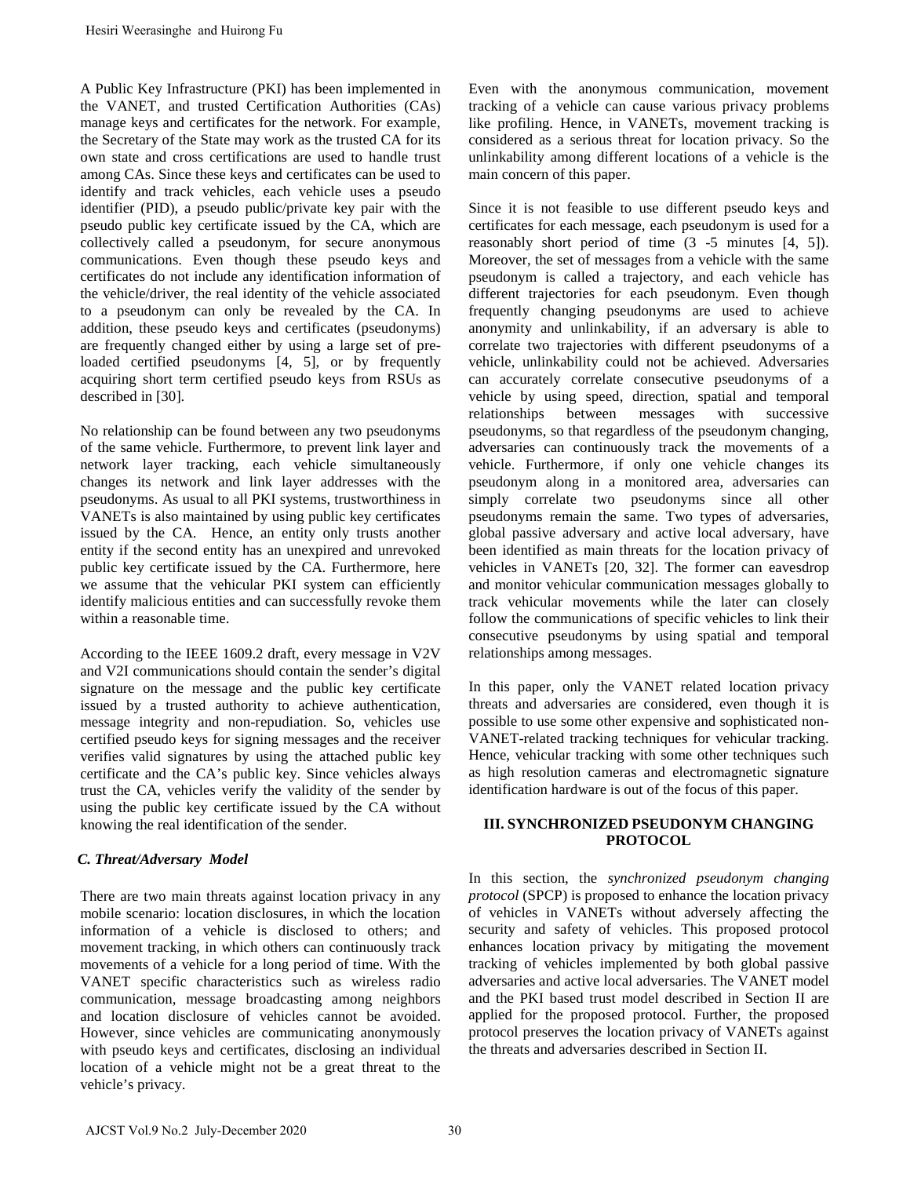A Public Key Infrastructure (PKI) has been implemented in the VANET, and trusted Certification Authorities (CAs) manage keys and certificates for the network. For example, the Secretary of the State may work as the trusted CA for its own state and cross certifications are used to handle trust among CAs. Since these keys and certificates can be used to identify and track vehicles, each vehicle uses a pseudo identifier (PID), a pseudo public/private key pair with the pseudo public key certificate issued by the CA, which are collectively called a pseudonym, for secure anonymous communications. Even though these pseudo keys and certificates do not include any identification information of the vehicle/driver, the real identity of the vehicle associated to a pseudonym can only be revealed by the CA. In addition, these pseudo keys and certificates (pseudonyms) are frequently changed either by using a large set of pre-loaded certified pseudonyms [4, 5], or by frequently acquiring short term certified pseudo keys from RSUs as described in [30].

No relationship can be found between any two pseudonyms of the same vehicle. Furthermore, to prevent link layer and network layer tracking, each vehicle simultaneously changes its network and link layer addresses with the pseudonyms. As usual to all PKI systems, trustworthiness in VANETs is also maintained by using public key certificates issued by the CA. Hence, an entity only trusts another entity if the second entity has an unexpired and unrevoked public key certificate issued by the CA. Furthermore, here we assume that the vehicular PKI system can efficiently identify malicious entities and can successfully revoke them within a reasonable time.

According to the IEEE 1609.2 draft, every message in V2V and V2I communications should contain the sender's digital signature on the message and the public key certificate issued by a trusted authority to achieve authentication, message integrity and non-repudiation. So, vehicles use certified pseudo keys for signing messages and the receiver verifies valid signatures by using the attached public key certificate and the CA's public key. Since vehicles always trust the CA, vehicles verify the validity of the sender by using the public key certificate issued by the CA without knowing the real identification of the sender.

### *C. Threat/Adversary Model*

There are two main threats against location privacy in any mobile scenario: location disclosures, in which the location information of a vehicle is disclosed to others; and movement tracking, in which others can continuously track movements of a vehicle for a long period of time. With the VANET specific characteristics such as wireless radio communication, message broadcasting among neighbors and location disclosure of vehicles cannot be avoided. However, since vehicles are communicating anonymously with pseudo keys and certificates, disclosing an individual location of a vehicle might not be a great threat to the vehicle's privacy.

Even with the anonymous communication, movement tracking of a vehicle can cause various privacy problems like profiling. Hence, in VANETs, movement tracking is considered as a serious threat for location privacy. So the unlinkability among different locations of a vehicle is the main concern of this paper.

Since it is not feasible to use different pseudo keys and certificates for each message, each pseudonym is used for a reasonably short period of time (3 -5 minutes [4, 5]). Moreover, the set of messages from a vehicle with the same pseudonym is called a trajectory, and each vehicle has different trajectories for each pseudonym. Even though frequently changing pseudonyms are used to achieve anonymity and unlinkability, if an adversary is able to correlate two trajectories with different pseudonyms of a vehicle, unlinkability could not be achieved. Adversaries can accurately correlate consecutive pseudonyms of a vehicle by using speed, direction, spatial and temporal relationships between messages with successive pseudonyms, so that regardless of the pseudonym changing, adversaries can continuously track the movements of a vehicle. Furthermore, if only one vehicle changes its pseudonym along in a monitored area, adversaries can simply correlate two pseudonyms since all other pseudonyms remain the same. Two types of adversaries, global passive adversary and active local adversary, have been identified as main threats for the location privacy of vehicles in VANETs [20, 32]. The former can eavesdrop and monitor vehicular communication messages globally to track vehicular movements while the later can closely follow the communications of specific vehicles to link their consecutive pseudonyms by using spatial and temporal relationships among messages.

In this paper, only the VANET related location privacy threats and adversaries are considered, even though it is possible to use some other expensive and sophisticated non-VANET-related tracking techniques for vehicular tracking. Hence, vehicular tracking with some other techniques such as high resolution cameras and electromagnetic signature identification hardware is out of the focus of this paper.

## III. SYNCHRONIZED PSEUDONYM CHANGING PROTOCOL

In this section, the *synchronized pseudonym changing protocol* (SPCP) is proposed to enhance the location privacy of vehicles in VANETs without adversely affecting the security and safety of vehicles. This proposed protocol enhances location privacy by mitigating the movement tracking of vehicles implemented by both global passive adversaries and active local adversaries. The VANET model and the PKI based trust model described in Section II are applied for the proposed protocol. Further, the proposed protocol preserves the location privacy of VANETs against the threats and adversaries described in Section II.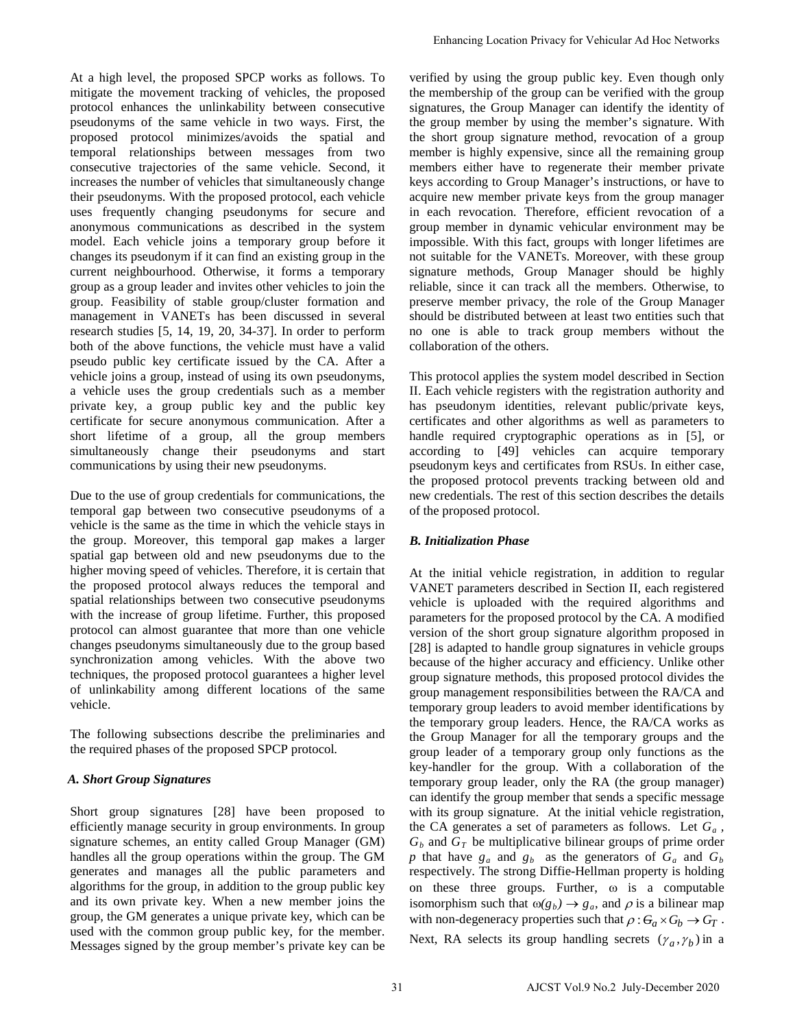At a high level, the proposed SPCP works as follows. To mitigate the movement tracking of vehicles, the proposed protocol enhances the unlinkability between consecutive pseudonyms of the same vehicle in two ways. First, the proposed protocol minimizes/avoids the spatial and temporal relationships between messages from two consecutive trajectories of the same vehicle. Second, it increases the number of vehicles that simultaneously change their pseudonyms. With the proposed protocol, each vehicle uses frequently changing pseudonyms for secure and anonymous communications as described in the system model. Each vehicle joins a temporary group before it changes its pseudonym if it can find an existing group in the current neighbourhood. Otherwise, it forms a temporary group as a group leader and invites other vehicles to join the group. Feasibility of stable group/cluster formation and management in VANETs has been discussed in several research studies [5, 14, 19, 20, 34-37]. In order to perform both of the above functions, the vehicle must have a valid pseudo public key certificate issued by the CA. After a vehicle joins a group, instead of using its own pseudonyms, a vehicle uses the group credentials such as a member private key, a group public key and the public key certificate for secure anonymous communication. After a short lifetime of a group, all the group members simultaneously change their pseudonyms and start communications by using their new pseudonyms.

Due to the use of group credentials for communications, the temporal gap between two consecutive pseudonyms of a vehicle is the same as the time in which the vehicle stays in the group. Moreover, this temporal gap makes a larger spatial gap between old and new pseudonyms due to the higher moving speed of vehicles. Therefore, it is certain that the proposed protocol always reduces the temporal and spatial relationships between two consecutive pseudonyms with the increase of group lifetime. Further, this proposed protocol can almost guarantee that more than one vehicle changes pseudonyms simultaneously due to the group based synchronization among vehicles. With the above two techniques, the proposed protocol guarantees a higher level of unlinkability among different locations of the same vehicle.

The following subsections describe the preliminaries and the required phases of the proposed SPCP protocol.

### *A. Short Group Signatures*

Short group signatures [28] have been proposed to efficiently manage security in group environments. In group signature schemes, an entity called Group Manager (GM) handles all the group operations within the group. The GM generates and manages all the public parameters and algorithms for the group, in addition to the group public key and its own private key. When a new member joins the group, the GM generates a unique private key, which can be used with the common group public key, for the member. Messages signed by the group member's private key can be verified by using the group public key. Even though only the membership of the group can be verified with the group signatures, the Group Manager can identify the identity of the group member by using the member's signature. With the short group signature method, revocation of a group member is highly expensive, since all the remaining group members either have to regenerate their member private keys according to Group Manager's instructions, or have to acquire new member private keys from the group manager in each revocation. Therefore, efficient revocation of a group member in dynamic vehicular environment may be impossible. With this fact, groups with longer lifetimes are not suitable for the VANETs. Moreover, with these group signature methods, Group Manager should be highly reliable, since it can track all the members. Otherwise, to preserve member privacy, the role of the Group Manager should be distributed between at least two entities such that no one is able to track group members without the collaboration of the others.

This protocol applies the system model described in Section II. Each vehicle registers with the registration authority and has pseudonym identities, relevant public/private keys, certificates and other algorithms as well as parameters to handle required cryptographic operations as in [5], or according to [49] vehicles can acquire temporary pseudonym keys and certificates from RSUs. In either case, the proposed protocol prevents tracking between old and new credentials. The rest of this section describes the details of the proposed protocol.

### *B. Initialization Phase*

At the initial vehicle registration, in addition to regular VANET parameters described in Section II, each registered vehicle is uploaded with the required algorithms and parameters for the proposed protocol by the CA. A modified version of the short group signature algorithm proposed in [28] is adapted to handle group signatures in vehicle groups because of the higher accuracy and efficiency. Unlike other group signature methods, this proposed protocol divides the group management responsibilities between the RA/CA and temporary group leaders to avoid member identifications by the temporary group leaders. Hence, the RA/CA works as the Group Manager for all the temporary groups and the group leader of a temporary group only functions as the key-handler for the group. With a collaboration of the temporary group leader, only the RA (the group manager) can identify the group member that sends a specific message with its group signature. At the initial vehicle registration, the CA generates a set of parameters as follows. Let $G_a$, $G_b$ and $G_T$ be multiplicative bilinear groups of prime order $p$ that have $g_a$ and $g_b$ as the generators of $G_a$ and $G_b$ respectively. The strong Diffie-Hellman property is holding on these three groups. Further, $\omega$ is a computable isomorphism such that $\omega(g_b) \rightarrow g_a$, and $\rho$ is a bilinear map with non-degeneracy properties such that $\rho : G_a \times G_b \rightarrow G_T$. Next, RA selects its group handling secrets $(\gamma_a, \gamma_b)$ in a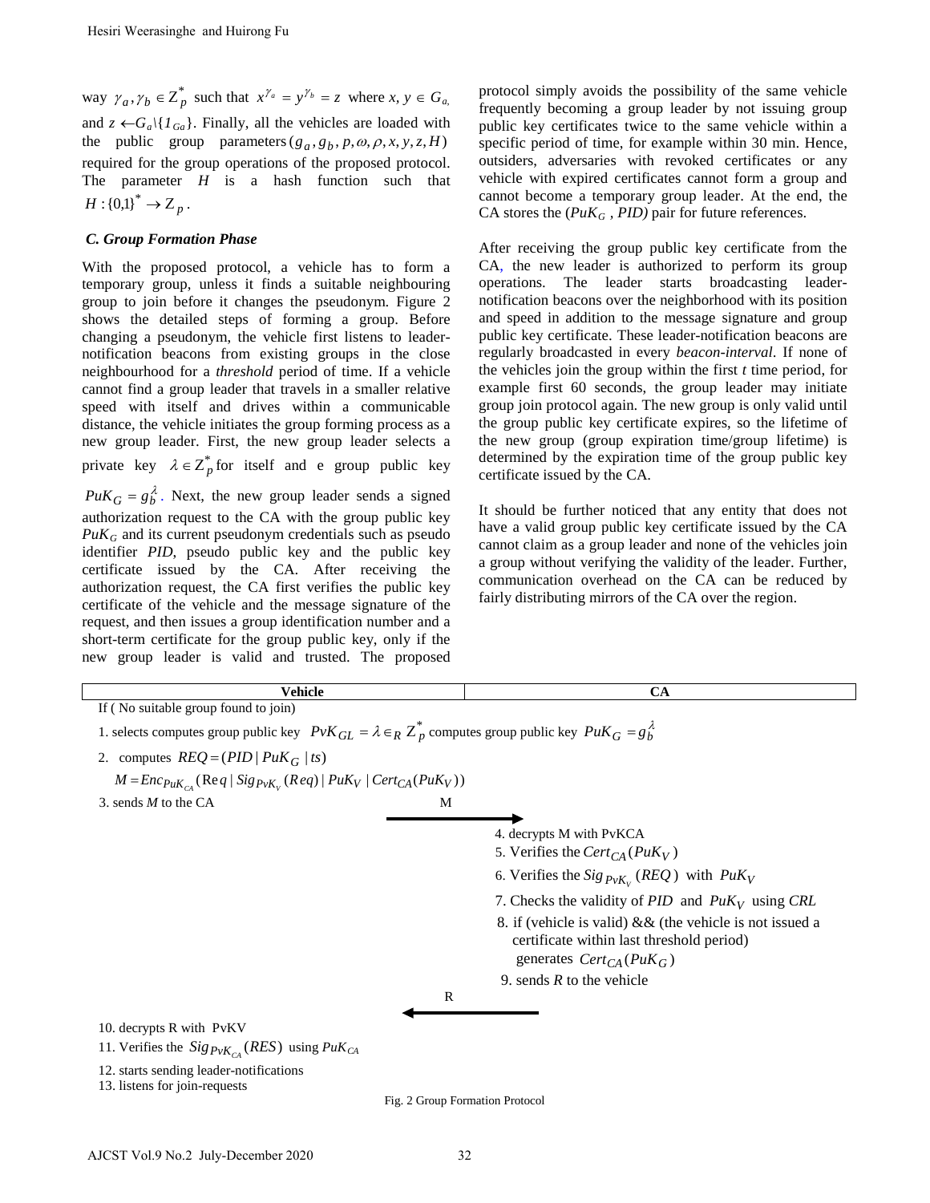way $\gamma_a, \gamma_b \in Z_p^*$ such that $x^{\gamma_a} = y^{\gamma_b} = z$ where $x, y \in G_a$, and $z \leftarrow G_a \backslash \{1_{Ga}\}$. Finally, all the vehicles are loaded with the public group parameters $(g_a, g_b, p, \omega, \rho, x, y, z, H)$ required for the group operations of the proposed protocol. The parameter $H$ is a hash function such that $H: \{0,1\}^* \rightarrow Z_p$.

### *C. Group Formation Phase*

With the proposed protocol, a vehicle has to form a temporary group, unless it finds a suitable neighbouring group to join before it changes the pseudonym. Figure 2 shows the detailed steps of forming a group. Before changing a pseudonym, the vehicle first listens to leader-notification beacons from existing groups in the close neighbourhood for a *threshold* period of time. If a vehicle cannot find a group leader that travels in a smaller relative speed with itself and drives within a communicable distance, the vehicle initiates the group forming process as a new group leader. First, the new group leader selects a private key $\lambda \in Z_p^*$ for itself and e group public key $PuK_G = g_b^{\lambda}$. Next, the new group leader sends a signed authorization request to the CA with the group public key $PuK_G$ and its current pseudonym credentials such as pseudo identifier *PID*, pseudo public key and the public key certificate issued by the CA. After receiving the authorization request, the CA first verifies the public key certificate of the vehicle and the message signature of the request, and then issues a group identification number and a short-term certificate for the group public key, only if the new group leader is valid and trusted. The proposed protocol simply avoids the possibility of the same vehicle frequently becoming a group leader by not issuing group public key certificates twice to the same vehicle within a specific period of time, for example within 30 min. Hence, outsiders, adversaries with revoked certificates or any vehicle with expired certificates cannot form a group and cannot become a temporary group leader. At the end, the CA stores the ($PuK_G$ , *PID*) pair for future references.

After receiving the group public key certificate from the CA, the new leader is authorized to perform its group operations. The leader starts broadcasting leader-notification beacons over the neighborhood with its position and speed in addition to the message signature and group public key certificate. These leader-notification beacons are regularly broadcasted in every *beacon-interval*. If none of the vehicles join the group within the first *t* time period, for example first 60 seconds, the group leader may initiate group join protocol again. The new group is only valid until the group public key certificate expires, so the lifetime of the new group (group expiration time/group lifetime) is determined by the expiration time of the group public key certificate issued by the CA.

It should be further noticed that any entity that does not have a valid group public key certificate issued by the CA cannot claim as a group leader and none of the vehicles join a group without verifying the validity of the leader. Further, communication overhead on the CA can be reduced by fairly distributing mirrors of the CA over the region.

| Vehicle | | CA |
|---|---|---|
| If ( No suitable group found to join) | | |
| 1. selects computes group public key $PvK_{GL} = \lambda \in_R Z_p^*$ computes group public key $PuK_G = g_b^{\lambda}$ | | |
| 2. computes $REQ = (PID \mid PuK_G \mid ts)$ <br> $M = Enc_{PuK_{CA}}(Req \mid Sig_{PvK_V}(Req) \mid PuK_V \mid Cert_{CA}(PuK_V))$ | | |
| 3. sends *M* to the CA | M → | |
| | | 4. decrypts M with PvKCA <br> 5. Verifies the $Cert_{CA}(PuK_V)$ <br> 6. Verifies the $Sig_{PvK_V}(REQ)$ with $PuK_V$ <br> 7. Checks the validity of *PID* and $PuK_V$ using *CRL* <br> 8. if (vehicle is valid) && (the vehicle is not issued a certificate within last threshold period) generates $Cert_{CA}(PuK_G)$ <br> 9. sends *R* to the vehicle |
| | ← R | |
| 10. decrypts R with PvKV <br> 11. Verifies the $Sig_{PvK_{CA}}(RES)$ using $PuK_{CA}$ <br> 12. starts sending leader-notifications <br> 13. listens for join-requests | | |

Fig. 2 Group Formation Protocol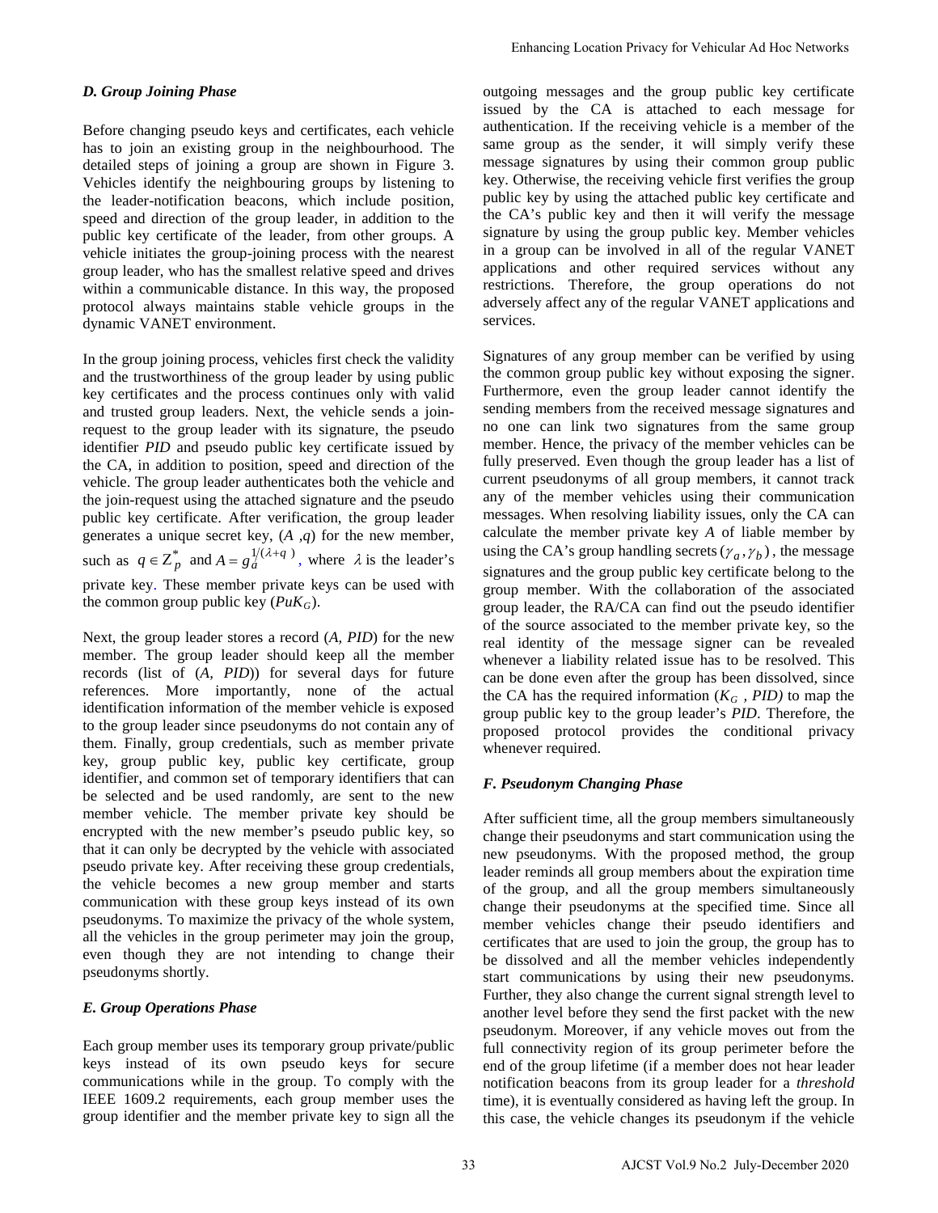### *D. Group Joining Phase*

Before changing pseudo keys and certificates, each vehicle has to join an existing group in the neighbourhood. The detailed steps of joining a group are shown in Figure 3. Vehicles identify the neighbouring groups by listening to the leader-notification beacons, which include position, speed and direction of the group leader, in addition to the public key certificate of the leader, from other groups. A vehicle initiates the group-joining process with the nearest group leader, who has the smallest relative speed and drives within a communicable distance. In this way, the proposed protocol always maintains stable vehicle groups in the dynamic VANET environment.

In the group joining process, vehicles first check the validity and the trustworthiness of the group leader by using public key certificates and the process continues only with valid and trusted group leaders. Next, the vehicle sends a join-request to the group leader with its signature, the pseudo identifier *PID* and pseudo public key certificate issued by the CA, in addition to position, speed and direction of the vehicle. The group leader authenticates both the vehicle and the join-request using the attached signature and the pseudo public key certificate. After verification, the group leader generates a unique secret key, $(A, q)$ for the new member, such as $q \in Z_p^*$ and $A = g_a^{1/(\lambda+q)}$, where $\lambda$ is the leader's private key. These member private keys can be used with the common group public key ($PuK_G$).

Next, the group leader stores a record (*A*, *PID*) for the new member. The group leader should keep all the member records (list of (*A*, *PID*)) for several days for future references. More importantly, none of the actual identification information of the member vehicle is exposed to the group leader since pseudonyms do not contain any of them. Finally, group credentials, such as member private key, group public key, public key certificate, group identifier, and common set of temporary identifiers that can be selected and be used randomly, are sent to the new member vehicle. The member private key should be encrypted with the new member's pseudo public key, so that it can only be decrypted by the vehicle with associated pseudo private key. After receiving these group credentials, the vehicle becomes a new group member and starts communication with these group keys instead of its own pseudonyms. To maximize the privacy of the whole system, all the vehicles in the group perimeter may join the group, even though they are not intending to change their pseudonyms shortly.

### *E. Group Operations Phase*

Each group member uses its temporary group private/public keys instead of its own pseudo keys for secure communications while in the group. To comply with the IEEE 1609.2 requirements, each group member uses the group identifier and the member private key to sign all the outgoing messages and the group public key certificate issued by the CA is attached to each message for authentication. If the receiving vehicle is a member of the same group as the sender, it will simply verify these message signatures by using their common group public key. Otherwise, the receiving vehicle first verifies the group public key by using the attached public key certificate and the CA's public key and then it will verify the message signature by using the group public key. Member vehicles in a group can be involved in all of the regular VANET applications and other required services without any restrictions. Therefore, the group operations do not adversely affect any of the regular VANET applications and services.

Signatures of any group member can be verified by using the common group public key without exposing the signer. Furthermore, even the group leader cannot identify the sending members from the received message signatures and no one can link two signatures from the same group member. Hence, the privacy of the member vehicles can be fully preserved. Even though the group leader has a list of current pseudonyms of all group members, it cannot track any of the member vehicles using their communication messages. When resolving liability issues, only the CA can calculate the member private key *A* of liable member by using the CA's group handling secrets $(\gamma_a, \gamma_b)$, the message signatures and the group public key certificate belong to the group member. With the collaboration of the associated group leader, the RA/CA can find out the pseudo identifier of the source associated to the member private key, so the real identity of the message signer can be revealed whenever a liability related issue has to be resolved. This can be done even after the group has been dissolved, since the CA has the required information ($K_G$ , *PID)* to map the group public key to the group leader's *PID*. Therefore, the proposed protocol provides the conditional privacy whenever required.

### *F. Pseudonym Changing Phase*

After sufficient time, all the group members simultaneously change their pseudonyms and start communication using the new pseudonyms. With the proposed method, the group leader reminds all group members about the expiration time of the group, and all the group members simultaneously change their pseudonyms at the specified time. Since all member vehicles change their pseudo identifiers and certificates that are used to join the group, the group has to be dissolved and all the member vehicles independently start communications by using their new pseudonyms. Further, they also change the current signal strength level to another level before they send the first packet with the new pseudonym. Moreover, if any vehicle moves out from the full connectivity region of its group perimeter before the end of the group lifetime (if a member does not hear leader notification beacons from its group leader for a *threshold* time), it is eventually considered as having left the group. In this case, the vehicle changes its pseudonym if the vehicle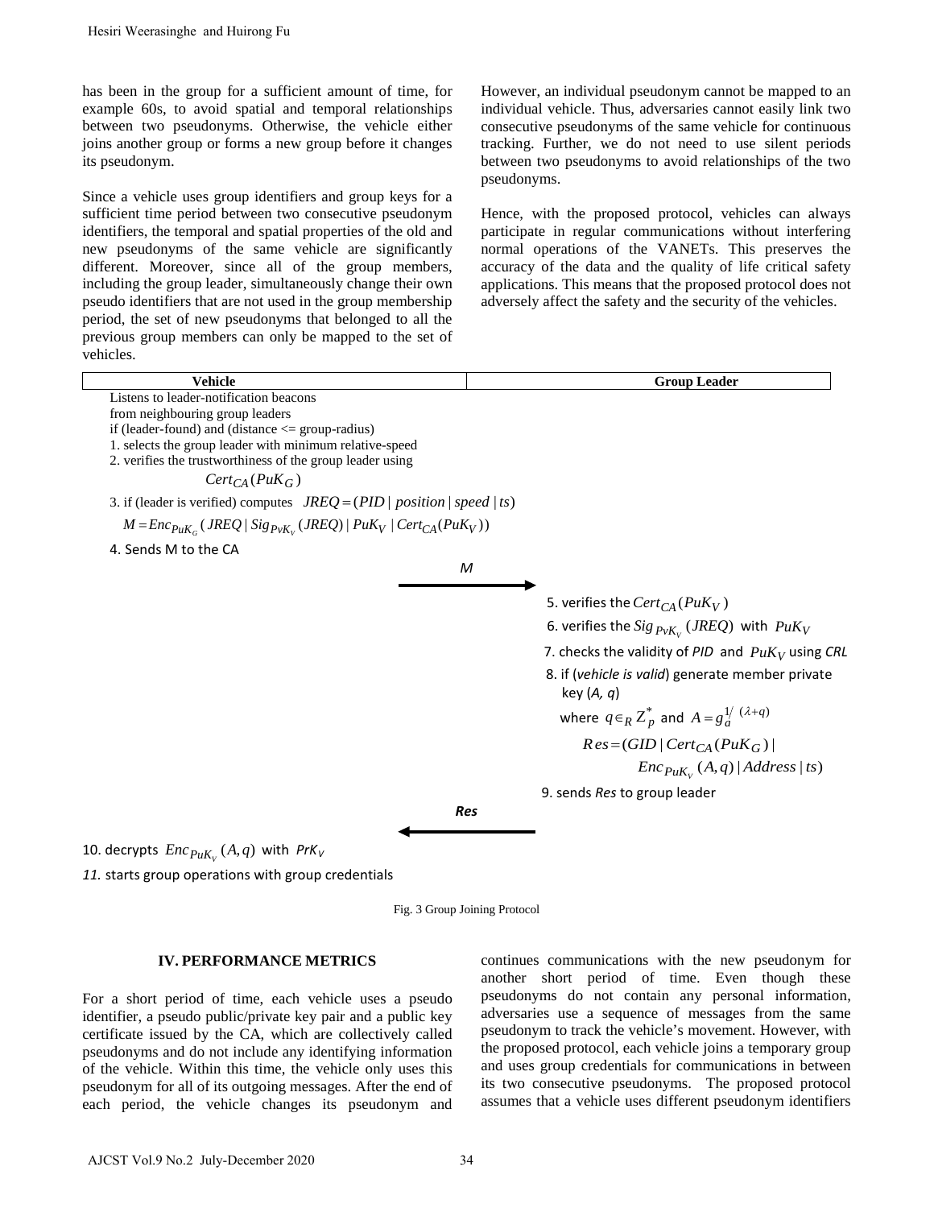has been in the group for a sufficient amount of time, for example 60s, to avoid spatial and temporal relationships between two pseudonyms. Otherwise, the vehicle either joins another group or forms a new group before it changes its pseudonym.

Since a vehicle uses group identifiers and group keys for a sufficient time period between two consecutive pseudonym identifiers, the temporal and spatial properties of the old and new pseudonyms of the same vehicle are significantly different. Moreover, since all of the group members, including the group leader, simultaneously change their own pseudo identifiers that are not used in the group membership period, the set of new pseudonyms that belonged to all the previous group members can only be mapped to the set of vehicles.

However, an individual pseudonym cannot be mapped to an individual vehicle. Thus, adversaries cannot easily link two consecutive pseudonyms of the same vehicle for continuous tracking. Further, we do not need to use silent periods between two pseudonyms to avoid relationships of the two pseudonyms.

Hence, with the proposed protocol, vehicles can always participate in regular communications without interfering normal operations of the VANETs. This preserves the accuracy of the data and the quality of life critical safety applications. This means that the proposed protocol does not adversely affect the safety and the security of the vehicles.

| Vehicle | | Group Leader |
|---|---|---|
| Listens to leader-notification beacons from neighbouring group leaders<br>if (leader-found) and (distance <= group-radius)<br>1. selects the group leader with minimum relative-speed<br>2. verifies the trustworthiness of the group leader using $Cert_{CA}(PuK_G)$<br>3. if (leader is verified) computes $JREQ = (PID \mid position \mid speed \mid ts)$<br>$M = Enc_{PuK_G}(JREQ \mid Sig_{PvK_V}(JREQ) \mid PuK_V \mid Cert_{CA}(PuK_V))$<br>4. Sends M to the CA | $M$ → | |
| | | 5. verifies the $Cert_{CA}(PuK_V)$<br>6. verifies the $Sig_{PvK_V}(JREQ)$ with $PuK_V$<br>7. checks the validity of *PID* and $PuK_V$ using *CRL*<br>8. if (*vehicle is valid*) generate member private key (*A, q*)<br>where $q \in_R Z_p^*$ and $A = g_a^{1/(\lambda+q)}$<br>$Res = (GID \mid Cert_{CA}(PuK_G) \mid Enc_{PuK_V}(A,q) \mid Address \mid ts)$<br>9. sends *Res* to group leader |
| 10. decrypts $Enc_{PuK_V}(A,q)$ with $PrK_V$<br>*11.* starts group operations with group credentials | ← *Res* | |

Fig. 3 Group Joining Protocol

## IV. PERFORMANCE METRICS

For a short period of time, each vehicle uses a pseudo identifier, a pseudo public/private key pair and a public key certificate issued by the CA, which are collectively called pseudonyms and do not include any identifying information of the vehicle. Within this time, the vehicle only uses this pseudonym for all of its outgoing messages. After the end of each period, the vehicle changes its pseudonym and continues communications with the new pseudonym for another short period of time. Even though these pseudonyms do not contain any personal information, adversaries use a sequence of messages from the same pseudonym to track the vehicle's movement. However, with the proposed protocol, each vehicle joins a temporary group and uses group credentials for communications in between its two consecutive pseudonyms. The proposed protocol assumes that a vehicle uses different pseudonym identifiers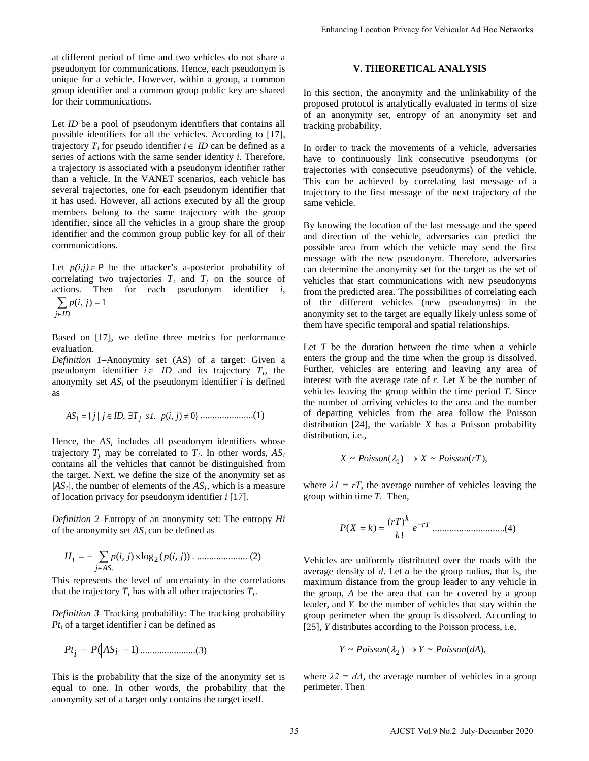at different period of time and two vehicles do not share a pseudonym for communications. Hence, each pseudonym is unique for a vehicle. However, within a group, a common group identifier and a common group public key are shared for their communications.

Let *ID* be a pool of pseudonym identifiers that contains all possible identifiers for all the vehicles. According to [17], trajectory $T_i$ for pseudo identifier $i \in ID$ can be defined as a series of actions with the same sender identity *i*. Therefore, a trajectory is associated with a pseudonym identifier rather than a vehicle. In the VANET scenarios, each vehicle has several trajectories, one for each pseudonym identifier that it has used. However, all actions executed by all the group members belong to the same trajectory with the group identifier, since all the vehicles in a group share the group identifier and the common group public key for all of their communications.

Let $p(i,j) \in P$ be the attacker's a-posterior probability of correlating two trajectories $T_i$ and $T_j$ on the source of actions. Then for each pseudonym identifier *i*, $\sum_{j \in ID} p(i,j) = 1$

Based on [17], we define three metrics for performance evaluation.

*Definition 1*–Anonymity set (AS) of a target: Given a pseudonym identifier $i \in ID$ and its trajectory $T_i$, the anonymity set $AS_i$ of the pseudonym identifier *i* is defined as

$$AS_i = \{ j \mid j \in ID,\ \exists T_j \ \ s.t. \ \ p(i,j) \neq 0 \} \quad (1)$$

Hence, the $AS_i$ includes all pseudonym identifiers whose trajectory $T_j$ may be correlated to $T_i$. In other words, $AS_i$ contains all the vehicles that cannot be distinguished from the target. Next, we define the size of the anonymity set as $|AS_i|$, the number of elements of the $AS_i$, which is a measure of location privacy for pseudonym identifier *i* [17].

*Definition 2*–Entropy of an anonymity set: The entropy $H_i$ of the anonymity set $AS_i$ can be defined as

$$H_i = - \sum_{j \in AS_i} p(i,j) \times \log_2 (p(i,j)) \quad (2)$$

This represents the level of uncertainty in the correlations that the trajectory $T_i$ has with all other trajectories $T_j$.

*Definition 3*–Tracking probability: The tracking probability $Pt_i$ of a target identifier *i* can be defined as

$$Pt_i = P(|AS_i| = 1) \quad (3)$$

This is the probability that the size of the anonymity set is equal to one. In other words, the probability that the anonymity set of a target only contains the target itself.

## V. THEORETICAL ANALYSIS

In this section, the anonymity and the unlinkability of the proposed protocol is analytically evaluated in terms of size of an anonymity set, entropy of an anonymity set and tracking probability.

In order to track the movements of a vehicle, adversaries have to continuously link consecutive pseudonyms (or trajectories with consecutive pseudonyms) of the vehicle. This can be achieved by correlating last message of a trajectory to the first message of the next trajectory of the same vehicle.

By knowing the location of the last message and the speed and direction of the vehicle, adversaries can predict the possible area from which the vehicle may send the first message with the new pseudonym. Therefore, adversaries can determine the anonymity set for the target as the set of vehicles that start communications with new pseudonyms from the predicted area. The possibilities of correlating each of the different vehicles (new pseudonyms) in the anonymity set to the target are equally likely unless some of them have specific temporal and spatial relationships.

Let *T* be the duration between the time when a vehicle enters the group and the time when the group is dissolved. Further, vehicles are entering and leaving any area of interest with the average rate of *r*. Let *X* be the number of vehicles leaving the group within the time period *T*. Since the number of arriving vehicles to the area and the number of departing vehicles from the area follow the Poisson distribution [24], the variable *X* has a Poisson probability distribution, i.e.,

$$X \sim Poisson(\lambda_1) \rightarrow X \sim Poisson(rT),$$

where $\lambda_1 = rT$, the average number of vehicles leaving the group within time *T*. Then,

$$P(X = k) = \frac{(rT)^k}{k!} e^{-rT} \quad (4)$$

Vehicles are uniformly distributed over the roads with the average density of *d*. Let *a* be the group radius, that is, the maximum distance from the group leader to any vehicle in the group, *A* be the area that can be covered by a group leader, and *Y* be the number of vehicles that stay within the group perimeter when the group is dissolved. According to [25], *Y* distributes according to the Poisson process, i.e,

$$Y \sim Poisson(\lambda_2) \rightarrow Y \sim Poisson(dA),$$

where $\lambda_2 = dA$, the average number of vehicles in a group perimeter. Then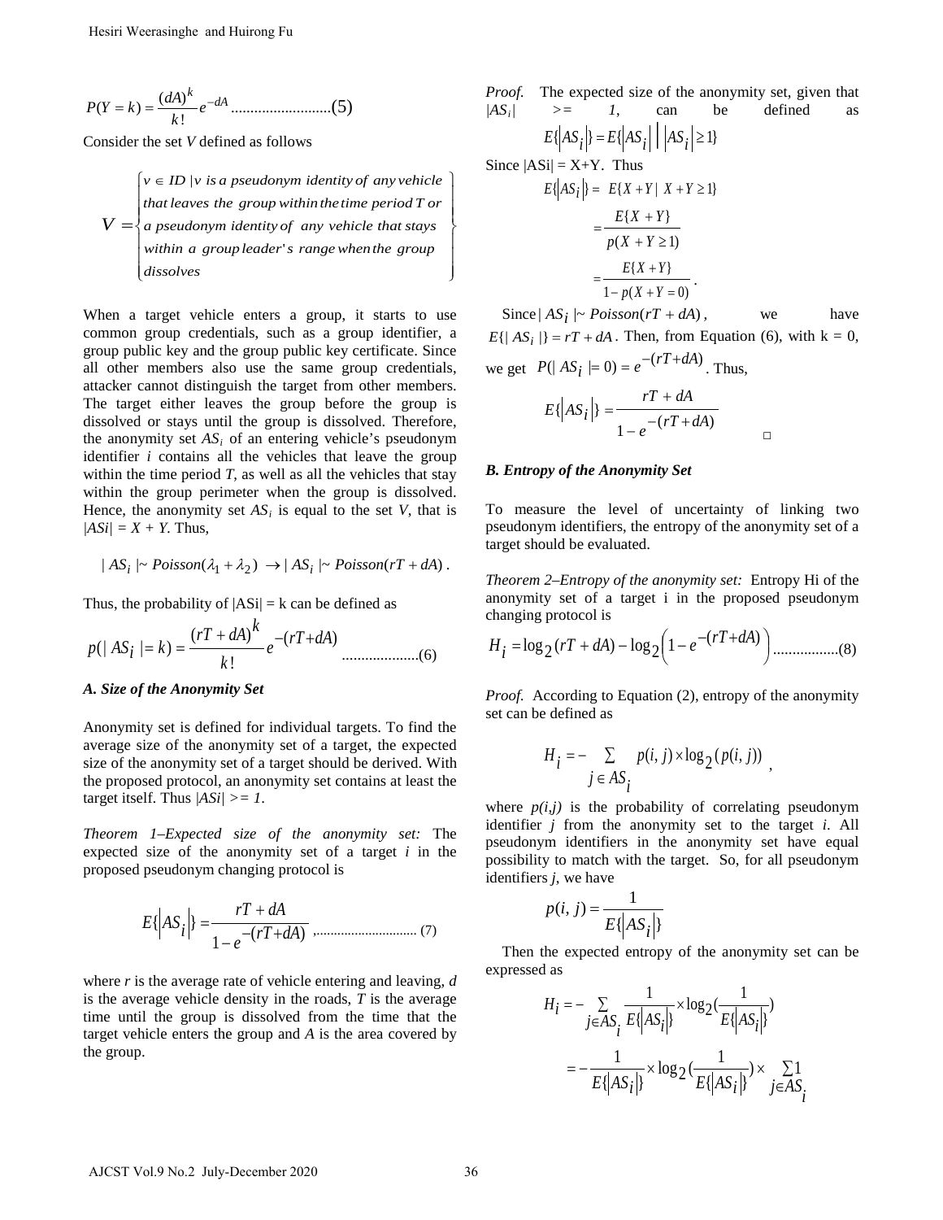$$P(Y = k) = \frac{(dA)^k}{k!} e^{-dA} \text{..........................(5)}$$

Consider the set $V$ defined as follows

$$V = \left\{ \begin{array}{l} v \in ID \mid v \text{ is a pseudonym identity of any vehicle} \\ \text{that leaves the group within the time period } T \text{ or} \\ \text{a pseudonym identity of any vehicle that stays} \\ \text{within a group leader's range when the group} \\ \text{dissolves} \end{array} \right\}$$

When a target vehicle enters a group, it starts to use common group credentials, such as a group identifier, a group public key and the group public key certificate. Since all other members also use the same group credentials, attacker cannot distinguish the target from other members. The target either leaves the group before the group is dissolved or stays until the group is dissolved. Therefore, the anonymity set $AS_i$ of an entering vehicle's pseudonym identifier $i$ contains all the vehicles that leave the group within the time period $T$, as well as all the vehicles that stay within the group perimeter when the group is dissolved. Hence, the anonymity set $AS_i$ is equal to the set $V$, that is $|AS_i| = X + Y$. Thus,

$$| AS_i | \sim Poisson(\lambda_1 + \lambda_2) \rightarrow | AS_i | \sim Poisson(rT + dA).$$

Thus, the probability of $|AS_i| = k$ can be defined as

$$p(| AS_i | = k) = \frac{(rT + dA)^k}{k!} e^{-(rT+dA)} \text{....................(6)}$$

### *A. Size of the Anonymity Set*

Anonymity set is defined for individual targets. To find the average size of the anonymity set of a target, the expected size of the anonymity set of a target should be derived. With the proposed protocol, an anonymity set contains at least the target itself. Thus $|AS_i| >= 1$.

*Theorem 1–Expected size of the anonymity set:* The expected size of the anonymity set of a target $i$ in the proposed pseudonym changing protocol is

$$E\{|AS_i|\} = \frac{rT + dA}{1 - e^{-(rT+dA)}} \text{ ,............................ (7)}$$

where $r$ is the average rate of vehicle entering and leaving, $d$ is the average vehicle density in the roads, $T$ is the average time until the group is dissolved from the time that the target vehicle enters the group and $A$ is the area covered by the group.

*Proof.* The expected size of the anonymity set, given that $|AS_i| >= 1$, can be defined as

$$E\{|AS_i|\} = E\{|AS_i| \,\big|\, |AS_i| \geq 1\}$$

Since $|AS_i| = X+Y$. Thus

$$E\{|AS_i|\} = E\{X + Y \mid X + Y \geq 1\}$$

$$= \frac{E\{X + Y\}}{p(X + Y \geq 1)}$$

$$= \frac{E\{X + Y\}}{1 - p(X + Y = 0)}.$$

Since $| AS_i | \sim Poisson(rT + dA)$, we have $E\{| AS_i |\} = rT + dA$. Then, from Equation (6), with $k = 0$, we get $P(| AS_i | = 0) = e^{-(rT+dA)}$. Thus,

$$E\{|AS_i|\} = \frac{rT + dA}{1 - e^{-(rT+dA)}}$$

□

### *B. Entropy of the Anonymity Set*

To measure the level of uncertainty of linking two pseudonym identifiers, the entropy of the anonymity set of a target should be evaluated.

*Theorem 2–Entropy of the anonymity set:* Entropy $H_i$ of the anonymity set of a target i in the proposed pseudonym changing protocol is

$$H_i = \log_2 (rT + dA) - \log_2 \left(1 - e^{-(rT+dA)}\right) \text{.................(8)}$$

*Proof.* According to Equation (2), entropy of the anonymity set can be defined as

$$H_i = -\sum_{j \in AS_i} p(i, j) \times \log_2 (p(i, j)) \text{ ,}$$

where $p(i,j)$ is the probability of correlating pseudonym identifier $j$ from the anonymity set to the target $i$. All pseudonym identifiers in the anonymity set have equal possibility to match with the target. So, for all pseudonym identifiers $j$, we have

$$p(i, j) = \frac{1}{E\{|AS_i|\}}$$

Then the expected entropy of the anonymity set can be expressed as

$$H_i = -\sum_{j \in AS_i} \frac{1}{E\{|AS_i|\}} \times \log_2 \left(\frac{1}{E\{|AS_i|\}}\right)$$

$$= -\frac{1}{E\{|AS_i|\}} \times \log_2 \left(\frac{1}{E\{|AS_i|\}}\right) \times \sum_{j \in AS_i} 1$$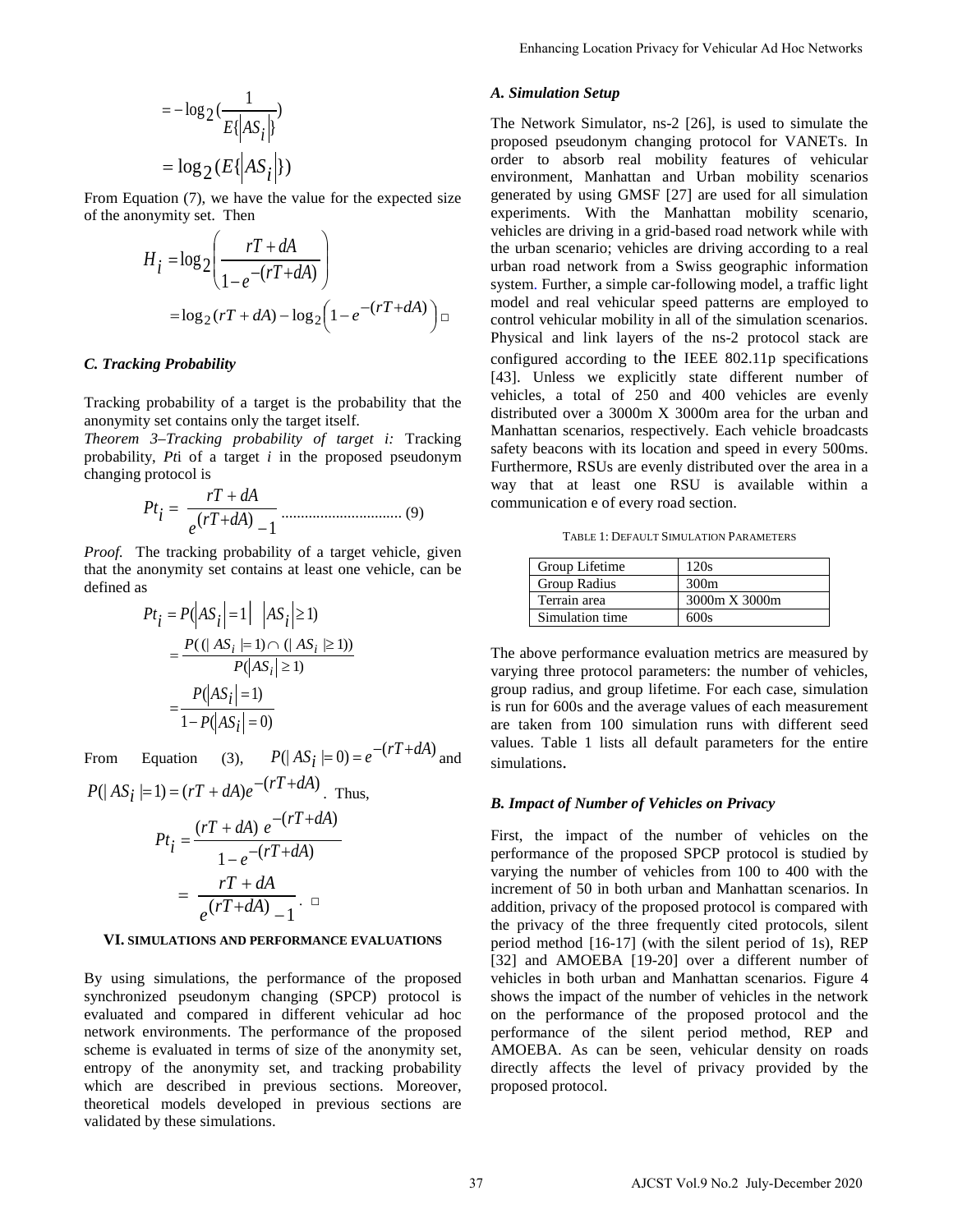$$= -\log_2\left(\frac{1}{E\{|AS_i|\}}\right)$$

$$= \log_2(E\{|AS_i|\})$$

From Equation (7), we have the value for the expected size of the anonymity set. Then

$$H_i = \log_2\left(\frac{rT + dA}{1 - e^{-(rT+dA)}}\right)$$

$$= \log_2(rT + dA) - \log_2\left(1 - e^{-(rT+dA)}\right) \square$$

### C. Tracking Probability

Tracking probability of a target is the probability that the anonymity set contains only the target itself.

*Theorem 3–Tracking probability of target i:* Tracking probability, *Pt*i of a target *i* in the proposed pseudonym changing protocol is

$$Pt_i = \frac{rT + dA}{e^{(rT+dA)} - 1} \quad \text{.............................. (9)}$$

*Proof.* The tracking probability of a target vehicle, given that the anonymity set contains at least one vehicle, can be defined as

$$Pt_i = P(|AS_i| = 1 \mid |AS_i| \geq 1)$$

$$= \frac{P((|AS_i| = 1) \cap (|AS_i| \geq 1))}{P(|AS_i| \geq 1)}$$

$$= \frac{P(|AS_i| = 1)}{1 - P(|AS_i| = 0)}$$

From Equation (3), $P(|AS_i| = 0) = e^{-(rT+dA)}$ and $P(|AS_i| = 1) = (rT + dA)e^{-(rT+dA)}$. Thus,

$$Pt_i = \frac{(rT + dA)\, e^{-(rT+dA)}}{1 - e^{-(rT+dA)}}$$

$$= \frac{rT + dA}{e^{(rT+dA)} - 1}. \ \square$$

## VI. SIMULATIONS AND PERFORMANCE EVALUATIONS

By using simulations, the performance of the proposed synchronized pseudonym changing (SPCP) protocol is evaluated and compared in different vehicular ad hoc network environments. The performance of the proposed scheme is evaluated in terms of size of the anonymity set, entropy of the anonymity set, and tracking probability which are described in previous sections. Moreover, theoretical models developed in previous sections are validated by these simulations.

### A. Simulation Setup

The Network Simulator, ns-2 [26], is used to simulate the proposed pseudonym changing protocol for VANETs. In order to absorb real mobility features of vehicular environment, Manhattan and Urban mobility scenarios generated by using GMSF [27] are used for all simulation experiments. With the Manhattan mobility scenario, vehicles are driving in a grid-based road network while with the urban scenario; vehicles are driving according to a real urban road network from a Swiss geographic information system. Further, a simple car-following model, a traffic light model and real vehicular speed patterns are employed to control vehicular mobility in all of the simulation scenarios. Physical and link layers of the ns-2 protocol stack are configured according to the IEEE 802.11p specifications [43]. Unless we explicitly state different number of vehicles, a total of 250 and 400 vehicles are evenly distributed over a 3000m X 3000m area for the urban and Manhattan scenarios, respectively. Each vehicle broadcasts safety beacons with its location and speed in every 500ms. Furthermore, RSUs are evenly distributed over the area in a way that at least one RSU is available within a communication e of every road section.

TABLE 1: DEFAULT SIMULATION PARAMETERS

| Parameter | Value |
|---|---|
| Group Lifetime | 120s |
| Group Radius | 300m |
| Terrain area | 3000m X 3000m |
| Simulation time | 600s |

The above performance evaluation metrics are measured by varying three protocol parameters: the number of vehicles, group radius, and group lifetime. For each case, simulation is run for 600s and the average values of each measurement are taken from 100 simulation runs with different seed values. Table 1 lists all default parameters for the entire simulations.

### B. Impact of Number of Vehicles on Privacy

First, the impact of the number of vehicles on the performance of the proposed SPCP protocol is studied by varying the number of vehicles from 100 to 400 with the increment of 50 in both urban and Manhattan scenarios. In addition, privacy of the proposed protocol is compared with the privacy of the three frequently cited protocols, silent period method [16-17] (with the silent period of 1s), REP [32] and AMOEBA [19-20] over a different number of vehicles in both urban and Manhattan scenarios. Figure 4 shows the impact of the number of vehicles in the network on the performance of the proposed protocol and the performance of the silent period method, REP and AMOEBA. As can be seen, vehicular density on roads directly affects the level of privacy provided by the proposed protocol.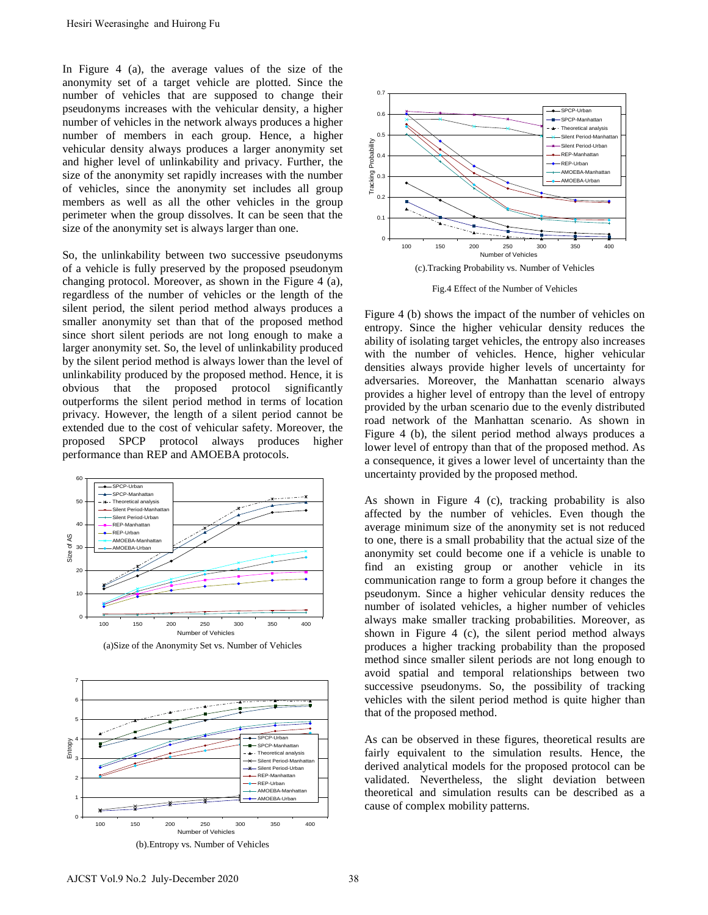In Figure 4 (a), the average values of the size of the anonymity set of a target vehicle are plotted. Since the number of vehicles that are supposed to change their pseudonyms increases with the vehicular density, a higher number of vehicles in the network always produces a higher number of members in each group. Hence, a higher vehicular density always produces a larger anonymity set and higher level of unlinkability and privacy. Further, the size of the anonymity set rapidly increases with the number of vehicles, since the anonymity set includes all group members as well as all the other vehicles in the group perimeter when the group dissolves. It can be seen that the size of the anonymity set is always larger than one.

So, the unlinkability between two successive pseudonyms of a vehicle is fully preserved by the proposed pseudonym changing protocol. Moreover, as shown in the Figure 4 (a), regardless of the number of vehicles or the length of the silent period, the silent period method always produces a smaller anonymity set than that of the proposed method since short silent periods are not long enough to make a larger anonymity set. So, the level of unlinkability produced by the silent period method is always lower than the level of unlinkability produced by the proposed method. Hence, it is obvious that the proposed protocol significantly outperforms the silent period method in terms of location privacy. However, the length of a silent period cannot be extended due to the cost of vehicular safety. Moreover, the proposed SPCP protocol always produces higher performance than REP and AMOEBA protocols.

(a)Size of the Anonymity Set vs. Number of Vehicles

(b).Entropy vs. Number of Vehicles

(c).Tracking Probability vs. Number of Vehicles

Fig.4 Effect of the Number of Vehicles

Figure 4 (b) shows the impact of the number of vehicles on entropy. Since the higher vehicular density reduces the ability of isolating target vehicles, the entropy also increases with the number of vehicles. Hence, higher vehicular densities always provide higher levels of uncertainty for adversaries. Moreover, the Manhattan scenario always provides a higher level of entropy than the level of entropy provided by the urban scenario due to the evenly distributed road network of the Manhattan scenario. As shown in Figure 4 (b), the silent period method always produces a lower level of entropy than that of the proposed method. As a consequence, it gives a lower level of uncertainty than the uncertainty provided by the proposed method.

As shown in Figure 4 (c), tracking probability is also affected by the number of vehicles. Even though the average minimum size of the anonymity set is not reduced to one, there is a small probability that the actual size of the anonymity set could become one if a vehicle is unable to find an existing group or another vehicle in its communication range to form a group before it changes the pseudonym. Since a higher vehicular density reduces the number of isolated vehicles, a higher number of vehicles always make smaller tracking probabilities. Moreover, as shown in Figure 4 (c), the silent period method always produces a higher tracking probability than the proposed method since smaller silent periods are not long enough to avoid spatial and temporal relationships between two successive pseudonyms. So, the possibility of tracking vehicles with the silent period method is quite higher than that of the proposed method.

As can be observed in these figures, theoretical results are fairly equivalent to the simulation results. Hence, the derived analytical models for the proposed protocol can be validated. Nevertheless, the slight deviation between theoretical and simulation results can be described as a cause of complex mobility patterns.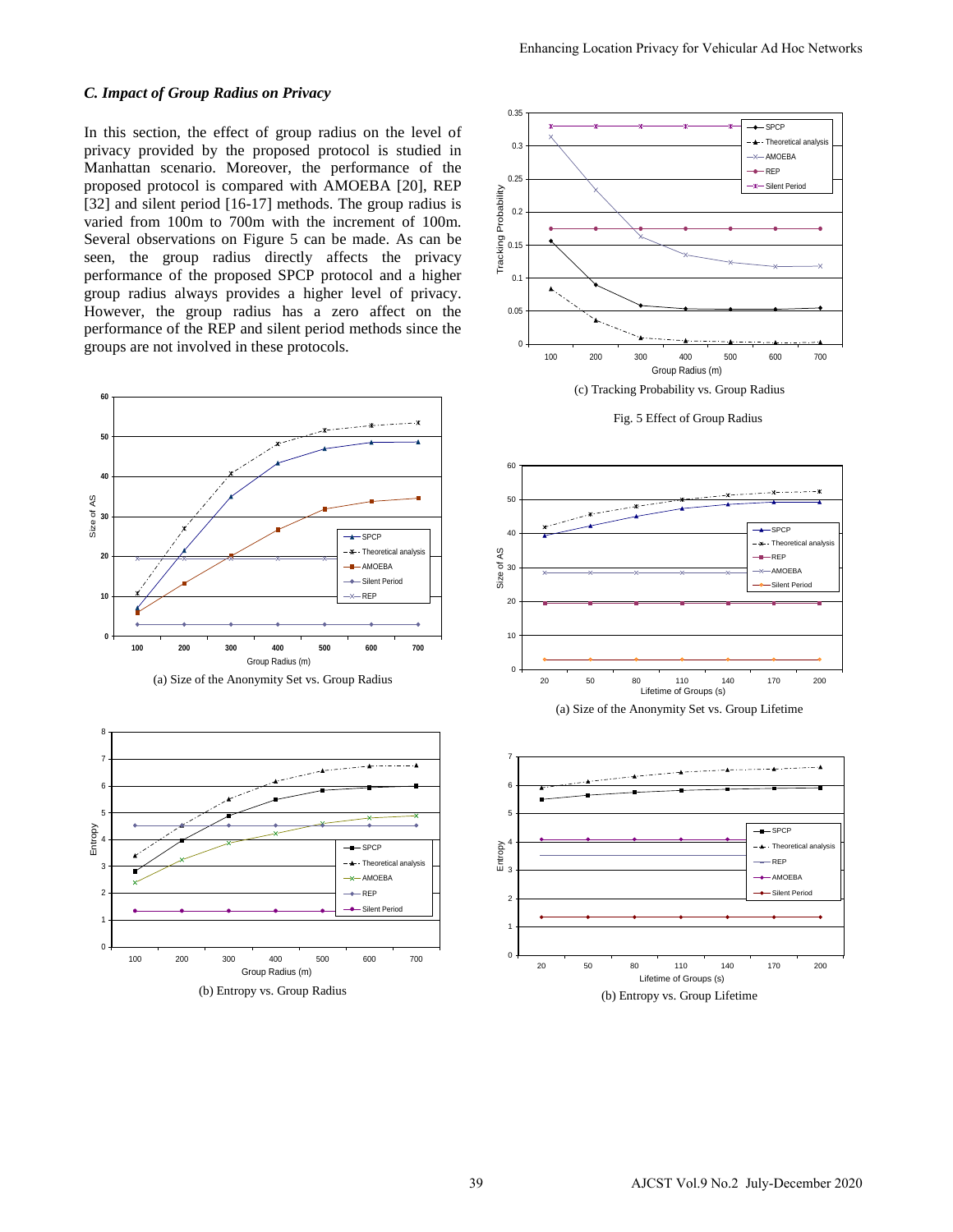### *C. Impact of Group Radius on Privacy*

In this section, the effect of group radius on the level of privacy provided by the proposed protocol is studied in Manhattan scenario. Moreover, the performance of the proposed protocol is compared with AMOEBA [20], REP [32] and silent period [16-17] methods. The group radius is varied from 100m to 700m with the increment of 100m. Several observations on Figure 5 can be made. As can be seen, the group radius directly affects the privacy performance of the proposed SPCP protocol and a higher group radius always provides a higher level of privacy. However, the group radius has a zero affect on the performance of the REP and silent period methods since the groups are not involved in these protocols.

(a) Size of the Anonymity Set vs. Group Radius

(b) Entropy vs. Group Radius

(c) Tracking Probability vs. Group Radius

Fig. 5 Effect of Group Radius

(a) Size of the Anonymity Set vs. Group Lifetime

(b) Entropy vs. Group Lifetime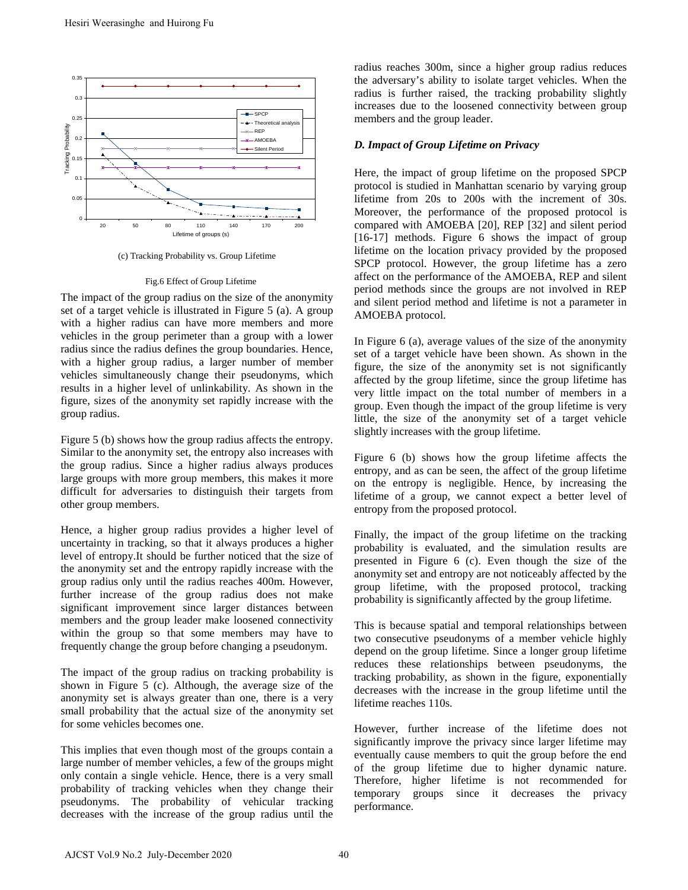(c) Tracking Probability vs. Group Lifetime

Fig.6 Effect of Group Lifetime

The impact of the group radius on the size of the anonymity set of a target vehicle is illustrated in Figure 5 (a). A group with a higher radius can have more members and more vehicles in the group perimeter than a group with a lower radius since the radius defines the group boundaries. Hence, with a higher group radius, a larger number of member vehicles simultaneously change their pseudonyms, which results in a higher level of unlinkability. As shown in the figure, sizes of the anonymity set rapidly increase with the group radius.

Figure 5 (b) shows how the group radius affects the entropy. Similar to the anonymity set, the entropy also increases with the group radius. Since a higher radius always produces large groups with more group members, this makes it more difficult for adversaries to distinguish their targets from other group members.

Hence, a higher group radius provides a higher level of uncertainty in tracking, so that it always produces a higher level of entropy.It should be further noticed that the size of the anonymity set and the entropy rapidly increase with the group radius only until the radius reaches 400m. However, further increase of the group radius does not make significant improvement since larger distances between members and the group leader make loosened connectivity within the group so that some members may have to frequently change the group before changing a pseudonym.

The impact of the group radius on tracking probability is shown in Figure 5 (c). Although, the average size of the anonymity set is always greater than one, there is a very small probability that the actual size of the anonymity set for some vehicles becomes one.

This implies that even though most of the groups contain a large number of member vehicles, a few of the groups might only contain a single vehicle. Hence, there is a very small probability of tracking vehicles when they change their pseudonyms. The probability of vehicular tracking decreases with the increase of the group radius until the radius reaches 300m, since a higher group radius reduces the adversary's ability to isolate target vehicles. When the radius is further raised, the tracking probability slightly increases due to the loosened connectivity between group members and the group leader.

### *D. Impact of Group Lifetime on Privacy*

Here, the impact of group lifetime on the proposed SPCP protocol is studied in Manhattan scenario by varying group lifetime from 20s to 200s with the increment of 30s. Moreover, the performance of the proposed protocol is compared with AMOEBA [20], REP [32] and silent period [16-17] methods. Figure 6 shows the impact of group lifetime on the location privacy provided by the proposed SPCP protocol. However, the group lifetime has a zero affect on the performance of the AMOEBA, REP and silent period methods since the groups are not involved in REP and silent period method and lifetime is not a parameter in AMOEBA protocol.

In Figure 6 (a), average values of the size of the anonymity set of a target vehicle have been shown. As shown in the figure, the size of the anonymity set is not significantly affected by the group lifetime, since the group lifetime has very little impact on the total number of members in a group. Even though the impact of the group lifetime is very little, the size of the anonymity set of a target vehicle slightly increases with the group lifetime.

Figure 6 (b) shows how the group lifetime affects the entropy, and as can be seen, the affect of the group lifetime on the entropy is negligible. Hence, by increasing the lifetime of a group, we cannot expect a better level of entropy from the proposed protocol.

Finally, the impact of the group lifetime on the tracking probability is evaluated, and the simulation results are presented in Figure 6 (c). Even though the size of the anonymity set and entropy are not noticeably affected by the group lifetime, with the proposed protocol, tracking probability is significantly affected by the group lifetime.

This is because spatial and temporal relationships between two consecutive pseudonyms of a member vehicle highly depend on the group lifetime. Since a longer group lifetime reduces these relationships between pseudonyms, the tracking probability, as shown in the figure, exponentially decreases with the increase in the group lifetime until the lifetime reaches 110s.

However, further increase of the lifetime does not significantly improve the privacy since larger lifetime may eventually cause members to quit the group before the end of the group lifetime due to higher dynamic nature. Therefore, higher lifetime is not recommended for temporary groups since it decreases the privacy performance.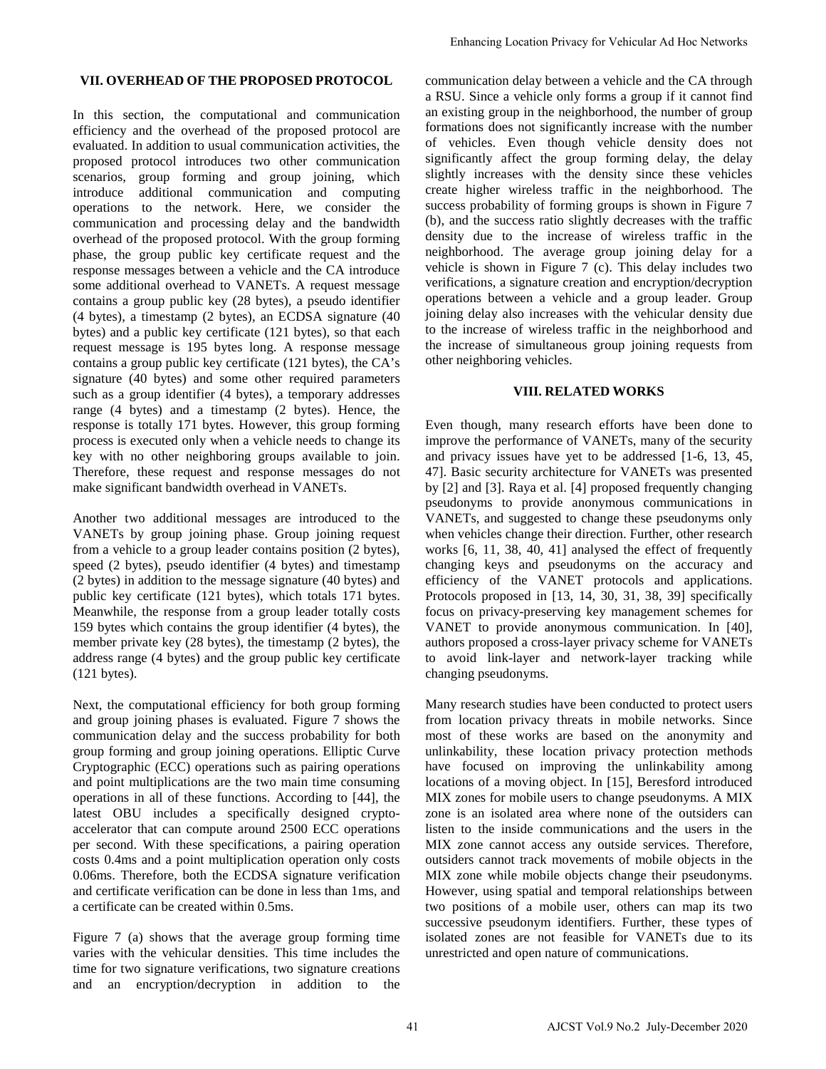## VII. OVERHEAD OF THE PROPOSED PROTOCOL

In this section, the computational and communication efficiency and the overhead of the proposed protocol are evaluated. In addition to usual communication activities, the proposed protocol introduces two other communication scenarios, group forming and group joining, which introduce additional communication and computing operations to the network. Here, we consider the communication and processing delay and the bandwidth overhead of the proposed protocol. With the group forming phase, the group public key certificate request and the response messages between a vehicle and the CA introduce some additional overhead to VANETs. A request message contains a group public key (28 bytes), a pseudo identifier (4 bytes), a timestamp (2 bytes), an ECDSA signature (40 bytes) and a public key certificate (121 bytes), so that each request message is 195 bytes long. A response message contains a group public key certificate (121 bytes), the CA's signature (40 bytes) and some other required parameters such as a group identifier (4 bytes), a temporary addresses range (4 bytes) and a timestamp (2 bytes). Hence, the response is totally 171 bytes. However, this group forming process is executed only when a vehicle needs to change its key with no other neighboring groups available to join. Therefore, these request and response messages do not make significant bandwidth overhead in VANETs.

Another two additional messages are introduced to the VANETs by group joining phase. Group joining request from a vehicle to a group leader contains position (2 bytes), speed (2 bytes), pseudo identifier (4 bytes) and timestamp (2 bytes) in addition to the message signature (40 bytes) and public key certificate (121 bytes), which totals 171 bytes. Meanwhile, the response from a group leader totally costs 159 bytes which contains the group identifier (4 bytes), the member private key (28 bytes), the timestamp (2 bytes), the address range (4 bytes) and the group public key certificate (121 bytes).

Next, the computational efficiency for both group forming and group joining phases is evaluated. Figure 7 shows the communication delay and the success probability for both group forming and group joining operations. Elliptic Curve Cryptographic (ECC) operations such as pairing operations and point multiplications are the two main time consuming operations in all of these functions. According to [44], the latest OBU includes a specifically designed crypto-accelerator that can compute around 2500 ECC operations per second. With these specifications, a pairing operation costs 0.4ms and a point multiplication operation only costs 0.06ms. Therefore, both the ECDSA signature verification and certificate verification can be done in less than 1ms, and a certificate can be created within 0.5ms.

Figure 7 (a) shows that the average group forming time varies with the vehicular densities. This time includes the time for two signature verifications, two signature creations and an encryption/decryption in addition to the communication delay between a vehicle and the CA through a RSU. Since a vehicle only forms a group if it cannot find an existing group in the neighborhood, the number of group formations does not significantly increase with the number of vehicles. Even though vehicle density does not significantly affect the group forming delay, the delay slightly increases with the density since these vehicles create higher wireless traffic in the neighborhood. The success probability of forming groups is shown in Figure 7 (b), and the success ratio slightly decreases with the traffic density due to the increase of wireless traffic in the neighborhood. The average group joining delay for a vehicle is shown in Figure 7 (c). This delay includes two verifications, a signature creation and encryption/decryption operations between a vehicle and a group leader. Group joining delay also increases with the vehicular density due to the increase of wireless traffic in the neighborhood and the increase of simultaneous group joining requests from other neighboring vehicles.

## VIII. RELATED WORKS

Even though, many research efforts have been done to improve the performance of VANETs, many of the security and privacy issues have yet to be addressed [1-6, 13, 45, 47]. Basic security architecture for VANETs was presented by [2] and [3]. Raya et al. [4] proposed frequently changing pseudonyms to provide anonymous communications in VANETs, and suggested to change these pseudonyms only when vehicles change their direction. Further, other research works [6, 11, 38, 40, 41] analysed the effect of frequently changing keys and pseudonyms on the accuracy and efficiency of the VANET protocols and applications. Protocols proposed in [13, 14, 30, 31, 38, 39] specifically focus on privacy-preserving key management schemes for VANET to provide anonymous communication. In [40], authors proposed a cross-layer privacy scheme for VANETs to avoid link-layer and network-layer tracking while changing pseudonyms.

Many research studies have been conducted to protect users from location privacy threats in mobile networks. Since most of these works are based on the anonymity and unlinkability, these location privacy protection methods have focused on improving the unlinkability among locations of a moving object. In [15], Beresford introduced MIX zones for mobile users to change pseudonyms. A MIX zone is an isolated area where none of the outsiders can listen to the inside communications and the users in the MIX zone cannot access any outside services. Therefore, outsiders cannot track movements of mobile objects in the MIX zone while mobile objects change their pseudonyms. However, using spatial and temporal relationships between two positions of a mobile user, others can map its two successive pseudonym identifiers. Further, these types of isolated zones are not feasible for VANETs due to its unrestricted and open nature of communications.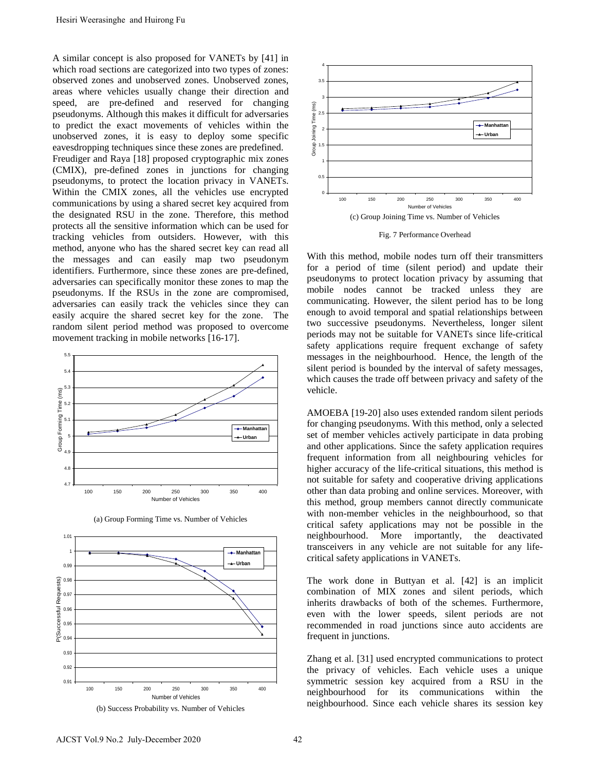A similar concept is also proposed for VANETs by [41] in which road sections are categorized into two types of zones: observed zones and unobserved zones. Unobserved zones, areas where vehicles usually change their direction and speed, are pre-defined and reserved for changing pseudonyms. Although this makes it difficult for adversaries to predict the exact movements of vehicles within the unobserved zones, it is easy to deploy some specific eavesdropping techniques since these zones are predefined.

Freudiger and Raya [18] proposed cryptographic mix zones (CMIX), pre-defined zones in junctions for changing pseudonyms, to protect the location privacy in VANETs. Within the CMIX zones, all the vehicles use encrypted communications by using a shared secret key acquired from the designated RSU in the zone. Therefore, this method protects all the sensitive information which can be used for tracking vehicles from outsiders. However, with this method, anyone who has the shared secret key can read all the messages and can easily map two pseudonym identifiers. Furthermore, since these zones are pre-defined, adversaries can specifically monitor these zones to map the pseudonyms. If the RSUs in the zone are compromised, adversaries can easily track the vehicles since they can easily acquire the shared secret key for the zone. The random silent period method was proposed to overcome movement tracking in mobile networks [16-17].

(a) Group Forming Time vs. Number of Vehicles

(b) Success Probability vs. Number of Vehicles

(c) Group Joining Time vs. Number of Vehicles

Fig. 7 Performance Overhead

With this method, mobile nodes turn off their transmitters for a period of time (silent period) and update their pseudonyms to protect location privacy by assuming that mobile nodes cannot be tracked unless they are communicating. However, the silent period has to be long enough to avoid temporal and spatial relationships between two successive pseudonyms. Nevertheless, longer silent periods may not be suitable for VANETs since life-critical safety applications require frequent exchange of safety messages in the neighbourhood. Hence, the length of the silent period is bounded by the interval of safety messages, which causes the trade off between privacy and safety of the vehicle.

AMOEBA [19-20] also uses extended random silent periods for changing pseudonyms. With this method, only a selected set of member vehicles actively participate in data probing and other applications. Since the safety application requires frequent information from all neighbouring vehicles for higher accuracy of the life-critical situations, this method is not suitable for safety and cooperative driving applications other than data probing and online services. Moreover, with this method, group members cannot directly communicate with non-member vehicles in the neighbourhood, so that critical safety applications may not be possible in the neighbourhood. More importantly, the deactivated transceivers in any vehicle are not suitable for any life-critical safety applications in VANETs.

The work done in Buttyan et al. [42] is an implicit combination of MIX zones and silent periods, which inherits drawbacks of both of the schemes. Furthermore, even with the lower speeds, silent periods are not recommended in road junctions since auto accidents are frequent in junctions.

Zhang et al. [31] used encrypted communications to protect the privacy of vehicles. Each vehicle uses a unique symmetric session key acquired from a RSU in the neighbourhood for its communications within the neighbourhood. Since each vehicle shares its session key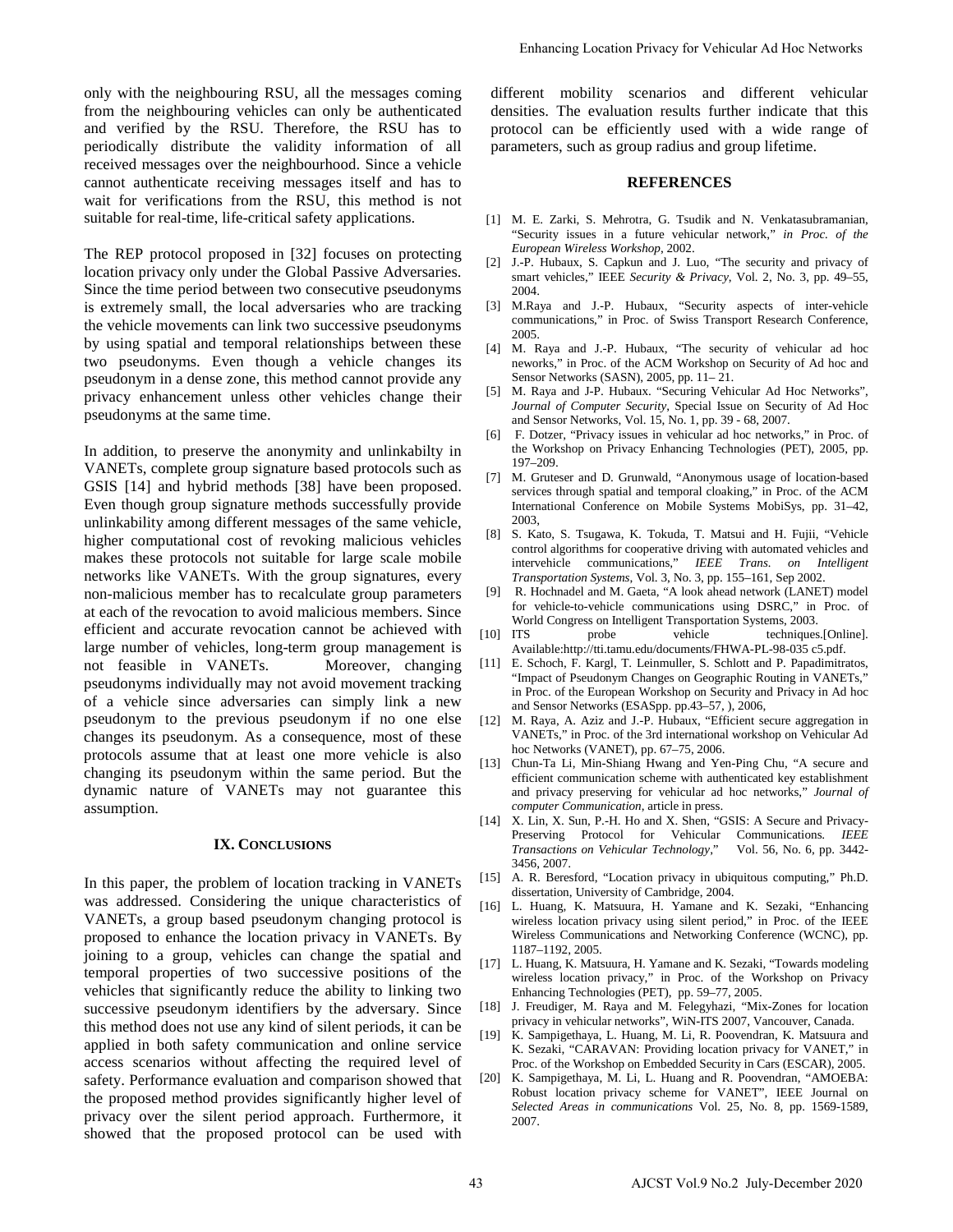only with the neighbouring RSU, all the messages coming from the neighbouring vehicles can only be authenticated and verified by the RSU. Therefore, the RSU has to periodically distribute the validity information of all received messages over the neighbourhood. Since a vehicle cannot authenticate receiving messages itself and has to wait for verifications from the RSU, this method is not suitable for real-time, life-critical safety applications.

The REP protocol proposed in [32] focuses on protecting location privacy only under the Global Passive Adversaries. Since the time period between two consecutive pseudonyms is extremely small, the local adversaries who are tracking the vehicle movements can link two successive pseudonyms by using spatial and temporal relationships between these two pseudonyms. Even though a vehicle changes its pseudonym in a dense zone, this method cannot provide any privacy enhancement unless other vehicles change their pseudonyms at the same time.

In addition, to preserve the anonymity and unlinkabilty in VANETs, complete group signature based protocols such as GSIS [14] and hybrid methods [38] have been proposed. Even though group signature methods successfully provide unlinkability among different messages of the same vehicle, higher computational cost of revoking malicious vehicles makes these protocols not suitable for large scale mobile networks like VANETs. With the group signatures, every non-malicious member has to recalculate group parameters at each of the revocation to avoid malicious members. Since efficient and accurate revocation cannot be achieved with large number of vehicles, long-term group management is not feasible in VANETs. Moreover, changing pseudonyms individually may not avoid movement tracking of a vehicle since adversaries can simply link a new pseudonym to the previous pseudonym if no one else changes its pseudonym. As a consequence, most of these protocols assume that at least one more vehicle is also changing its pseudonym within the same period. But the dynamic nature of VANETs may not guarantee this assumption.

## IX. Conclusions

In this paper, the problem of location tracking in VANETs was addressed. Considering the unique characteristics of VANETs, a group based pseudonym changing protocol is proposed to enhance the location privacy in VANETs. By joining to a group, vehicles can change the spatial and temporal properties of two successive positions of the vehicles that significantly reduce the ability to linking two successive pseudonym identifiers by the adversary. Since this method does not use any kind of silent periods, it can be applied in both safety communication and online service access scenarios without affecting the required level of safety. Performance evaluation and comparison showed that the proposed method provides significantly higher level of privacy over the silent period approach. Furthermore, it showed that the proposed protocol can be used with different mobility scenarios and different vehicular densities. The evaluation results further indicate that this protocol can be efficiently used with a wide range of parameters, such as group radius and group lifetime.

## References

[1] M. E. Zarki, S. Mehrotra, G. Tsudik and N. Venkatasubramanian, "Security issues in a future vehicular network," *in Proc. of the European Wireless Workshop*, 2002.

[2] J.-P. Hubaux, S. Capkun and J. Luo, "The security and privacy of smart vehicles," IEEE *Security & Privacy*, Vol. 2, No. 3, pp. 49–55, 2004.

[3] M.Raya and J.-P. Hubaux, "Security aspects of inter-vehicle communications," in Proc. of Swiss Transport Research Conference, 2005.

[4] M. Raya and J.-P. Hubaux, "The security of vehicular ad hoc neworks," in Proc. of the ACM Workshop on Security of Ad hoc and Sensor Networks (SASN), 2005, pp. 11– 21.

[5] M. Raya and J-P. Hubaux. "Securing Vehicular Ad Hoc Networks", *Journal of Computer Security*, Special Issue on Security of Ad Hoc and Sensor Networks, Vol. 15, No. 1, pp. 39 - 68, 2007.

[6] F. Dotzer, "Privacy issues in vehicular ad hoc networks," in Proc. of the Workshop on Privacy Enhancing Technologies (PET), 2005, pp. 197–209.

[7] M. Gruteser and D. Grunwald, "Anonymous usage of location-based services through spatial and temporal cloaking," in Proc. of the ACM International Conference on Mobile Systems MobiSys, pp. 31–42, 2003,

[8] S. Kato, S. Tsugawa, K. Tokuda, T. Matsui and H. Fujii, "Vehicle control algorithms for cooperative driving with automated vehicles and intervehicle communications," *IEEE Trans. on Intelligent Transportation Systems*, Vol. 3, No. 3, pp. 155–161, Sep 2002.

[9] R. Hochnadel and M. Gaeta, "A look ahead network (LANET) model for vehicle-to-vehicle communications using DSRC," in Proc. of World Congress on Intelligent Transportation Systems, 2003.

[10] ITS probe vehicle techniques.[Online]. Available:http://tti.tamu.edu/documents/FHWA-PL-98-035 c5.pdf.

[11] E. Schoch, F. Kargl, T. Leinmuller, S. Schlott and P. Papadimitratos, "Impact of Pseudonym Changes on Geographic Routing in VANETs," in Proc. of the European Workshop on Security and Privacy in Ad hoc and Sensor Networks (ESASpp. pp.43–57, ), 2006,

[12] M. Raya, A. Aziz and J.-P. Hubaux, "Efficient secure aggregation in VANETs," in Proc. of the 3rd international workshop on Vehicular Ad hoc Networks (VANET), pp. 67–75, 2006.

[13] Chun-Ta Li, Min-Shiang Hwang and Yen-Ping Chu, "A secure and efficient communication scheme with authenticated key establishment and privacy preserving for vehicular ad hoc networks," *Journal of computer Communication*, article in press.

[14] X. Lin, X. Sun, P.-H. Ho and X. Shen, "GSIS: A Secure and Privacy-Preserving Protocol for Vehicular Communications. *IEEE Transactions on Vehicular Technology*," Vol. 56, No. 6, pp. 3442-3456, 2007.

[15] A. R. Beresford, "Location privacy in ubiquitous computing," Ph.D. dissertation, University of Cambridge, 2004.

[16] L. Huang, K. Matsuura, H. Yamane and K. Sezaki, "Enhancing wireless location privacy using silent period," in Proc. of the IEEE Wireless Communications and Networking Conference (WCNC), pp. 1187–1192, 2005.

[17] L. Huang, K. Matsuura, H. Yamane and K. Sezaki, "Towards modeling wireless location privacy," in Proc. of the Workshop on Privacy Enhancing Technologies (PET), pp. 59–77, 2005.

[18] J. Freudiger, M. Raya and M. Felegyhazi, "Mix-Zones for location privacy in vehicular networks", WiN-ITS 2007, Vancouver, Canada.

[19] K. Sampigethaya, L. Huang, M. Li, R. Poovendran, K. Matsuura and K. Sezaki, "CARAVAN: Providing location privacy for VANET," in Proc. of the Workshop on Embedded Security in Cars (ESCAR), 2005.

[20] K. Sampigethaya, M. Li, L. Huang and R. Poovendran, "AMOEBA: Robust location privacy scheme for VANET", IEEE Journal on *Selected Areas in communications* Vol. 25, No. 8, pp. 1569-1589, 2007.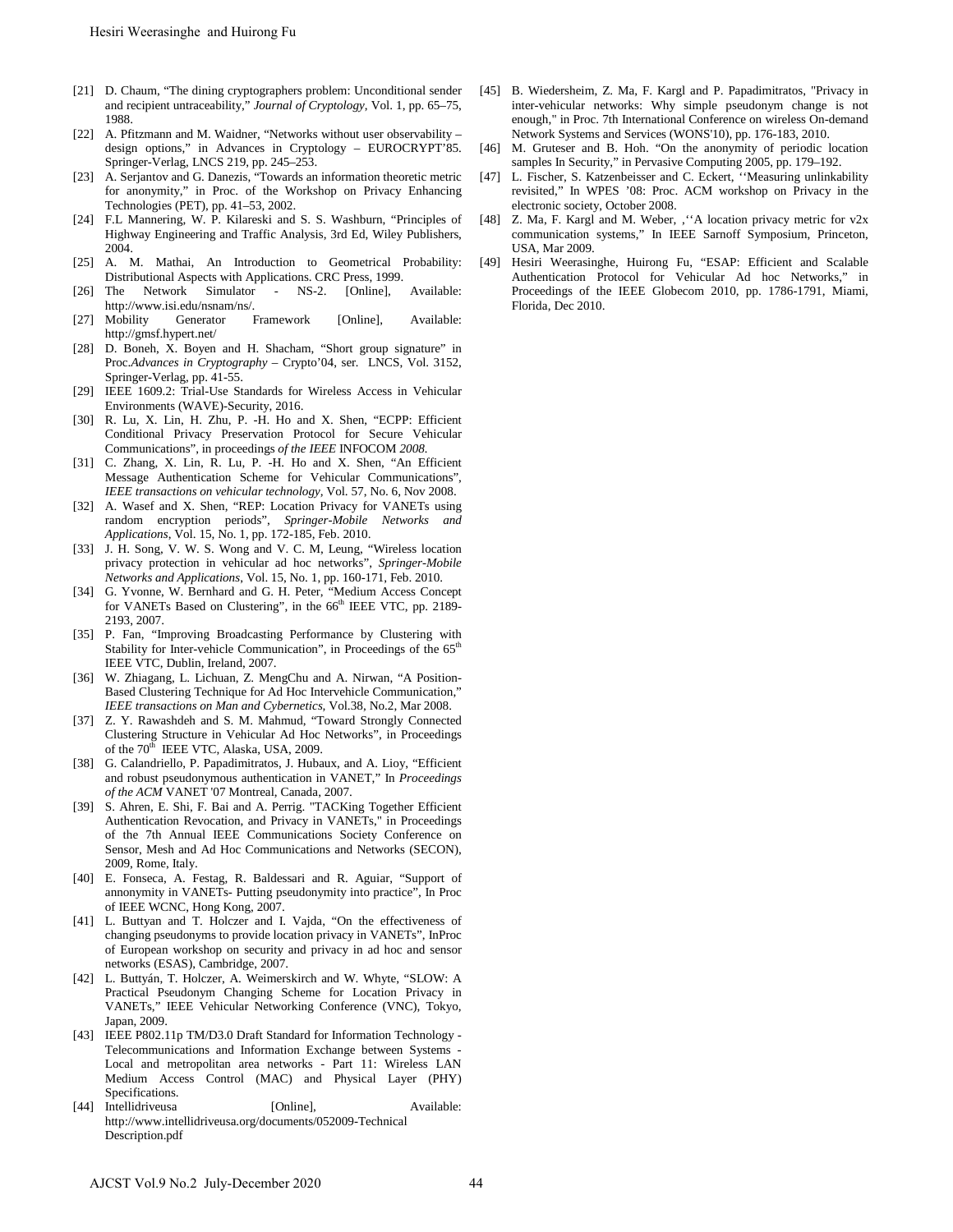[21] D. Chaum, "The dining cryptographers problem: Unconditional sender and recipient untraceability," *Journal of Cryptology*, Vol. 1, pp. 65–75, 1988.

[22] A. Pfitzmann and M. Waidner, "Networks without user observability – design options," in Advances in Cryptology – EUROCRYPT'85. Springer-Verlag, LNCS 219, pp. 245–253.

[23] A. Serjantov and G. Danezis, "Towards an information theoretic metric for anonymity," in Proc. of the Workshop on Privacy Enhancing Technologies (PET), pp. 41–53, 2002.

[24] F.L Mannering, W. P. Kilareski and S. S. Washburn, "Principles of Highway Engineering and Traffic Analysis, 3rd Ed, Wiley Publishers, 2004.

[25] A. M. Mathai, An Introduction to Geometrical Probability: Distributional Aspects with Applications. CRC Press, 1999.

[26] The Network Simulator - NS-2. [Online], Available: http://www.isi.edu/nsnam/ns/.

[27] Mobility Generator Framework [Online], Available: http://gmsf.hypert.net/

[28] D. Boneh, X. Boyen and H. Shacham, "Short group signature" in Proc.*Advances in Cryptography* – Crypto'04, ser. LNCS, Vol. 3152, Springer-Verlag, pp. 41-55.

[29] IEEE 1609.2: Trial-Use Standards for Wireless Access in Vehicular Environments (WAVE)-Security, 2016.

[30] R. Lu, X. Lin, H. Zhu, P. -H. Ho and X. Shen, "ECPP: Efficient Conditional Privacy Preservation Protocol for Secure Vehicular Communications", in proceedings *of the IEEE* INFOCOM *2008*.

[31] C. Zhang, X. Lin, R. Lu, P. -H. Ho and X. Shen, "An Efficient Message Authentication Scheme for Vehicular Communications", *IEEE transactions on vehicular technology*, Vol. 57, No. 6, Nov 2008.

[32] A. Wasef and X. Shen, "REP: Location Privacy for VANETs using random encryption periods", *Springer-Mobile Networks and Applications*, Vol. 15, No. 1, pp. 172-185, Feb. 2010.

[33] J. H. Song, V. W. S. Wong and V. C. M, Leung, "Wireless location privacy protection in vehicular ad hoc networks", *Springer-Mobile Networks and Applications*, Vol. 15, No. 1, pp. 160-171, Feb. 2010.

[34] G. Yvonne, W. Bernhard and G. H. Peter, "Medium Access Concept for VANETs Based on Clustering", in the 66th IEEE VTC, pp. 2189-2193, 2007.

[35] P. Fan, "Improving Broadcasting Performance by Clustering with Stability for Inter-vehicle Communication", in Proceedings of the 65th IEEE VTC, Dublin, Ireland, 2007.

[36] W. Zhiagang, L. Lichuan, Z. MengChu and A. Nirwan, "A Position-Based Clustering Technique for Ad Hoc Intervehicle Communication," *IEEE transactions on Man and Cybernetics*, Vol.38, No.2, Mar 2008.

[37] Z. Y. Rawashdeh and S. M. Mahmud, "Toward Strongly Connected Clustering Structure in Vehicular Ad Hoc Networks", in Proceedings of the 70th IEEE VTC, Alaska, USA, 2009.

[38] G. Calandriello, P. Papadimitratos, J. Hubaux, and A. Lioy, "Efficient and robust pseudonymous authentication in VANET," In *Proceedings of the ACM* VANET '07 Montreal, Canada, 2007.

[39] S. Ahren, E. Shi, F. Bai and A. Perrig. "TACKing Together Efficient Authentication Revocation, and Privacy in VANETs," in Proceedings of the 7th Annual IEEE Communications Society Conference on Sensor, Mesh and Ad Hoc Communications and Networks (SECON), 2009, Rome, Italy.

[40] E. Fonseca, A. Festag, R. Baldessari and R. Aguiar, "Support of annonymity in VANETs- Putting pseudonymity into practice", In Proc of IEEE WCNC, Hong Kong, 2007.

[41] L. Buttyan and T. Holczer and I. Vajda, "On the effectiveness of changing pseudonyms to provide location privacy in VANETs", InProc of European workshop on security and privacy in ad hoc and sensor networks (ESAS), Cambridge, 2007.

[42] L. Buttyán, T. Holczer, A. Weimerskirch and W. Whyte, "SLOW: A Practical Pseudonym Changing Scheme for Location Privacy in VANETs," IEEE Vehicular Networking Conference (VNC), Tokyo, Japan, 2009.

[43] IEEE P802.11p TM/D3.0 Draft Standard for Information Technology - Telecommunications and Information Exchange between Systems - Local and metropolitan area networks - Part 11: Wireless LAN Medium Access Control (MAC) and Physical Layer (PHY) Specifications.

[44] Intellidriveusa [Online], Available: http://www.intellidriveusa.org/documents/052009-Technical Description.pdf

[45] B. Wiedersheim, Z. Ma, F. Kargl and P. Papadimitratos, "Privacy in inter-vehicular networks: Why simple pseudonym change is not enough," in Proc. 7th International Conference on wireless On-demand Network Systems and Services (WONS'10), pp. 176-183, 2010.

[46] M. Gruteser and B. Hoh. "On the anonymity of periodic location samples In Security," in Pervasive Computing 2005, pp. 179–192.

[47] L. Fischer, S. Katzenbeisser and C. Eckert, ''Measuring unlinkability revisited," In WPES '08: Proc. ACM workshop on Privacy in the electronic society, October 2008.

[48] Z. Ma, F. Kargl and M. Weber, ,''A location privacy metric for v2x communication systems," In IEEE Sarnoff Symposium, Princeton, USA, Mar 2009.

[49] Hesiri Weerasinghe, Huirong Fu, "ESAP: Efficient and Scalable Authentication Protocol for Vehicular Ad hoc Networks," in Proceedings of the IEEE Globecom 2010, pp. 1786-1791, Miami, Florida, Dec 2010.